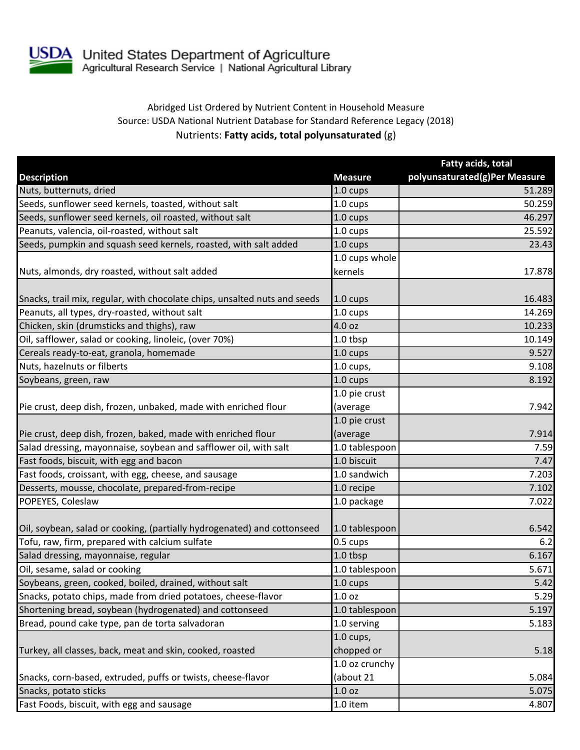United States Department of Agriculture
Agricultural Research Service | National Agricultural Library

Abridged List Ordered by Nutrient Content in Household Measure
Source: USDA National Nutrient Database for Standard Reference Legacy (2018)
Nutrients: **Fatty acids, total polyunsaturated** (g)

| Description | Measure | Fatty acids, total polyunsaturated(g)Per Measure |
|---|---|---|
| Nuts, butternuts, dried | 1.0 cups | 51.289 |
| Seeds, sunflower seed kernels, toasted, without salt | 1.0 cups | 50.259 |
| Seeds, sunflower seed kernels, oil roasted, without salt | 1.0 cups | 46.297 |
| Peanuts, valencia, oil-roasted, without salt | 1.0 cups | 25.592 |
| Seeds, pumpkin and squash seed kernels, roasted, with salt added | 1.0 cups | 23.43 |
| Nuts, almonds, dry roasted, without salt added | 1.0 cups whole kernels | 17.878 |
| Snacks, trail mix, regular, with chocolate chips, unsalted nuts and seeds | 1.0 cups | 16.483 |
| Peanuts, all types, dry-roasted, without salt | 1.0 cups | 14.269 |
| Chicken, skin (drumsticks and thighs), raw | 4.0 oz | 10.233 |
| Oil, safflower, salad or cooking, linoleic, (over 70%) | 1.0 tbsp | 10.149 |
| Cereals ready-to-eat, granola, homemade | 1.0 cups | 9.527 |
| Nuts, hazelnuts or filberts | 1.0 cups, | 9.108 |
| Soybeans, green, raw | 1.0 cups | 8.192 |
| Pie crust, deep dish, frozen, unbaked, made with enriched flour | 1.0 pie crust (average | 7.942 |
| Pie crust, deep dish, frozen, baked, made with enriched flour | 1.0 pie crust (average | 7.914 |
| Salad dressing, mayonnaise, soybean and safflower oil, with salt | 1.0 tablespoon | 7.59 |
| Fast foods, biscuit, with egg and bacon | 1.0 biscuit | 7.47 |
| Fast foods, croissant, with egg, cheese, and sausage | 1.0 sandwich | 7.203 |
| Desserts, mousse, chocolate, prepared-from-recipe | 1.0 recipe | 7.102 |
| POPEYES, Coleslaw | 1.0 package | 7.022 |
| Oil, soybean, salad or cooking, (partially hydrogenated) and cottonseed | 1.0 tablespoon | 6.542 |
| Tofu, raw, firm, prepared with calcium sulfate | 0.5 cups | 6.2 |
| Salad dressing, mayonnaise, regular | 1.0 tbsp | 6.167 |
| Oil, sesame, salad or cooking | 1.0 tablespoon | 5.671 |
| Soybeans, green, cooked, boiled, drained, without salt | 1.0 cups | 5.42 |
| Snacks, potato chips, made from dried potatoes, cheese-flavor | 1.0 oz | 5.29 |
| Shortening bread, soybean (hydrogenated) and cottonseed | 1.0 tablespoon | 5.197 |
| Bread, pound cake type, pan de torta salvadoran | 1.0 serving | 5.183 |
| Turkey, all classes, back, meat and skin, cooked, roasted | 1.0 cups, chopped or | 5.18 |
| Snacks, corn-based, extruded, puffs or twists, cheese-flavor | 1.0 oz crunchy (about 21 | 5.084 |
| Snacks, potato sticks | 1.0 oz | 5.075 |
| Fast Foods, biscuit, with egg and sausage | 1.0 item | 4.807 |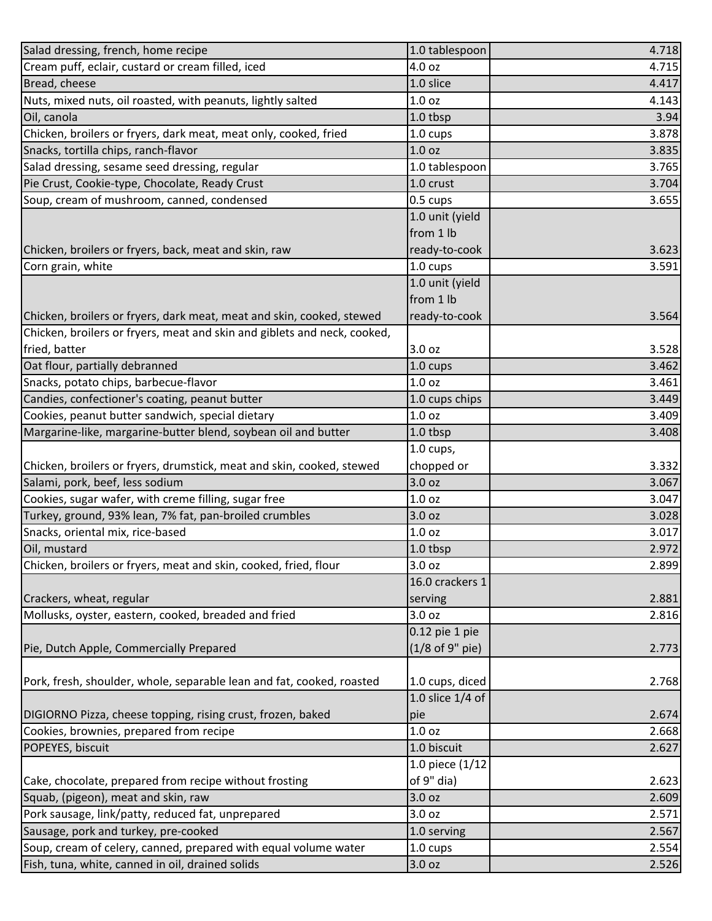| | | |
|---|---|---|
| Salad dressing, french, home recipe | 1.0 tablespoon | 4.718 |
| Cream puff, eclair, custard or cream filled, iced | 4.0 oz | 4.715 |
| Bread, cheese | 1.0 slice | 4.417 |
| Nuts, mixed nuts, oil roasted, with peanuts, lightly salted | 1.0 oz | 4.143 |
| Oil, canola | 1.0 tbsp | 3.94 |
| Chicken, broilers or fryers, dark meat, meat only, cooked, fried | 1.0 cups | 3.878 |
| Snacks, tortilla chips, ranch-flavor | 1.0 oz | 3.835 |
| Salad dressing, sesame seed dressing, regular | 1.0 tablespoon | 3.765 |
| Pie Crust, Cookie-type, Chocolate, Ready Crust | 1.0 crust | 3.704 |
| Soup, cream of mushroom, canned, condensed | 0.5 cups | 3.655 |
| Chicken, broilers or fryers, back, meat and skin, raw | 1.0 unit (yield from 1 lb ready-to-cook | 3.623 |
| Corn grain, white | 1.0 cups | 3.591 |
| Chicken, broilers or fryers, dark meat, meat and skin, cooked, stewed | 1.0 unit (yield from 1 lb ready-to-cook | 3.564 |
| Chicken, broilers or fryers, meat and skin and giblets and neck, cooked, fried, batter | 3.0 oz | 3.528 |
| Oat flour, partially debranned | 1.0 cups | 3.462 |
| Snacks, potato chips, barbecue-flavor | 1.0 oz | 3.461 |
| Candies, confectioner's coating, peanut butter | 1.0 cups chips | 3.449 |
| Cookies, peanut butter sandwich, special dietary | 1.0 oz | 3.409 |
| Margarine-like, margarine-butter blend, soybean oil and butter | 1.0 tbsp | 3.408 |
| Chicken, broilers or fryers, drumstick, meat and skin, cooked, stewed | 1.0 cups, chopped or | 3.332 |
| Salami, pork, beef, less sodium | 3.0 oz | 3.067 |
| Cookies, sugar wafer, with creme filling, sugar free | 1.0 oz | 3.047 |
| Turkey, ground, 93% lean, 7% fat, pan-broiled crumbles | 3.0 oz | 3.028 |
| Snacks, oriental mix, rice-based | 1.0 oz | 3.017 |
| Oil, mustard | 1.0 tbsp | 2.972 |
| Chicken, broilers or fryers, meat and skin, cooked, fried, flour | 3.0 oz | 2.899 |
| Crackers, wheat, regular | 16.0 crackers 1 serving | 2.881 |
| Mollusks, oyster, eastern, cooked, breaded and fried | 3.0 oz | 2.816 |
| Pie, Dutch Apple, Commercially Prepared | 0.12 pie 1 pie (1/8 of 9" pie) | 2.773 |
| Pork, fresh, shoulder, whole, separable lean and fat, cooked, roasted | 1.0 cups, diced | 2.768 |
| DIGIORNO Pizza, cheese topping, rising crust, frozen, baked | 1.0 slice 1/4 of pie | 2.674 |
| Cookies, brownies, prepared from recipe | 1.0 oz | 2.668 |
| POPEYES, biscuit | 1.0 biscuit | 2.627 |
| Cake, chocolate, prepared from recipe without frosting | 1.0 piece (1/12 of 9" dia) | 2.623 |
| Squab, (pigeon), meat and skin, raw | 3.0 oz | 2.609 |
| Pork sausage, link/patty, reduced fat, unprepared | 3.0 oz | 2.571 |
| Sausage, pork and turkey, pre-cooked | 1.0 serving | 2.567 |
| Soup, cream of celery, canned, prepared with equal volume water | 1.0 cups | 2.554 |
| Fish, tuna, white, canned in oil, drained solids | 3.0 oz | 2.526 |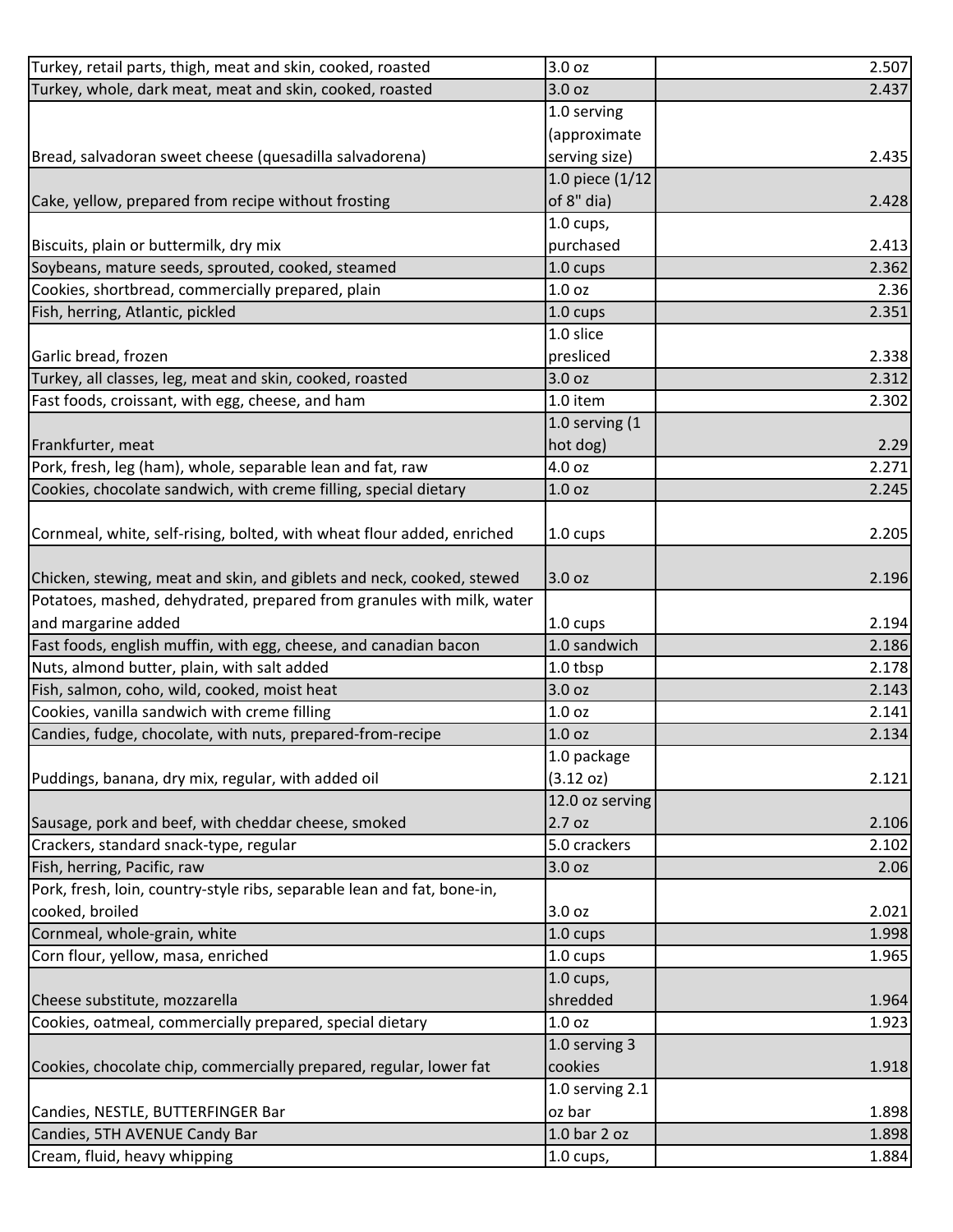| | | |
|---|---|---|
| Turkey, retail parts, thigh, meat and skin, cooked, roasted | 3.0 oz | 2.507 |
| Turkey, whole, dark meat, meat and skin, cooked, roasted | 3.0 oz | 2.437 |
| Bread, salvadoran sweet cheese (quesadilla salvadorena) | 1.0 serving (approximate serving size) | 2.435 |
| Cake, yellow, prepared from recipe without frosting | 1.0 piece (1/12 of 8" dia) | 2.428 |
| Biscuits, plain or buttermilk, dry mix | 1.0 cups, purchased | 2.413 |
| Soybeans, mature seeds, sprouted, cooked, steamed | 1.0 cups | 2.362 |
| Cookies, shortbread, commercially prepared, plain | 1.0 oz | 2.36 |
| Fish, herring, Atlantic, pickled | 1.0 cups | 2.351 |
| Garlic bread, frozen | 1.0 slice presliced | 2.338 |
| Turkey, all classes, leg, meat and skin, cooked, roasted | 3.0 oz | 2.312 |
| Fast foods, croissant, with egg, cheese, and ham | 1.0 item | 2.302 |
| Frankfurter, meat | 1.0 serving (1 hot dog) | 2.29 |
| Pork, fresh, leg (ham), whole, separable lean and fat, raw | 4.0 oz | 2.271 |
| Cookies, chocolate sandwich, with creme filling, special dietary | 1.0 oz | 2.245 |
| Cornmeal, white, self-rising, bolted, with wheat flour added, enriched | 1.0 cups | 2.205 |
| Chicken, stewing, meat and skin, and giblets and neck, cooked, stewed | 3.0 oz | 2.196 |
| Potatoes, mashed, dehydrated, prepared from granules with milk, water and margarine added | 1.0 cups | 2.194 |
| Fast foods, english muffin, with egg, cheese, and canadian bacon | 1.0 sandwich | 2.186 |
| Nuts, almond butter, plain, with salt added | 1.0 tbsp | 2.178 |
| Fish, salmon, coho, wild, cooked, moist heat | 3.0 oz | 2.143 |
| Cookies, vanilla sandwich with creme filling | 1.0 oz | 2.141 |
| Candies, fudge, chocolate, with nuts, prepared-from-recipe | 1.0 oz | 2.134 |
| Puddings, banana, dry mix, regular, with added oil | 1.0 package (3.12 oz) | 2.121 |
| Sausage, pork and beef, with cheddar cheese, smoked | 12.0 oz serving 2.7 oz | 2.106 |
| Crackers, standard snack-type, regular | 5.0 crackers | 2.102 |
| Fish, herring, Pacific, raw | 3.0 oz | 2.06 |
| Pork, fresh, loin, country-style ribs, separable lean and fat, bone-in, cooked, broiled | 3.0 oz | 2.021 |
| Cornmeal, whole-grain, white | 1.0 cups | 1.998 |
| Corn flour, yellow, masa, enriched | 1.0 cups | 1.965 |
| Cheese substitute, mozzarella | 1.0 cups, shredded | 1.964 |
| Cookies, oatmeal, commercially prepared, special dietary | 1.0 oz | 1.923 |
| Cookies, chocolate chip, commercially prepared, regular, lower fat | 1.0 serving 3 cookies | 1.918 |
| Candies, NESTLE, BUTTERFINGER Bar | 1.0 serving 2.1 oz bar | 1.898 |
| Candies, 5TH AVENUE Candy Bar | 1.0 bar 2 oz | 1.898 |
| Cream, fluid, heavy whipping | 1.0 cups, | 1.884 |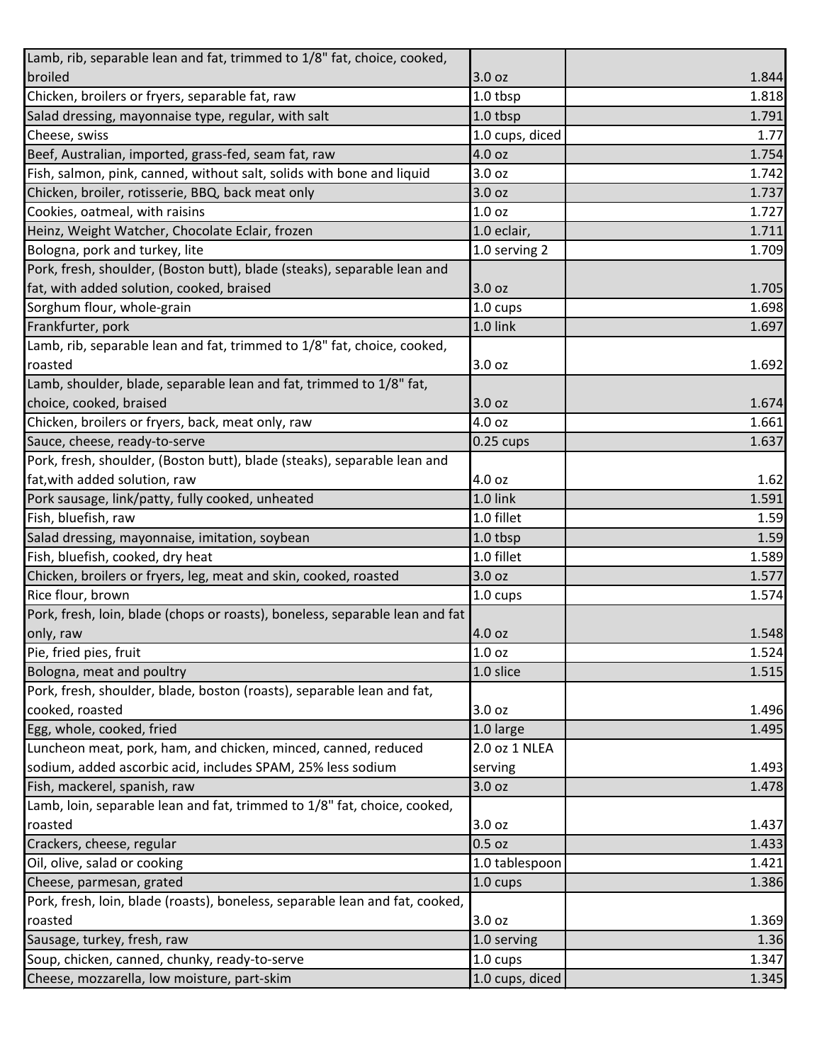| | | |
|---|---|---|
| Lamb, rib, separable lean and fat, trimmed to 1/8" fat, choice, cooked, broiled | 3.0 oz | 1.844 |
| Chicken, broilers or fryers, separable fat, raw | 1.0 tbsp | 1.818 |
| Salad dressing, mayonnaise type, regular, with salt | 1.0 tbsp | 1.791 |
| Cheese, swiss | 1.0 cups, diced | 1.77 |
| Beef, Australian, imported, grass-fed, seam fat, raw | 4.0 oz | 1.754 |
| Fish, salmon, pink, canned, without salt, solids with bone and liquid | 3.0 oz | 1.742 |
| Chicken, broiler, rotisserie, BBQ, back meat only | 3.0 oz | 1.737 |
| Cookies, oatmeal, with raisins | 1.0 oz | 1.727 |
| Heinz, Weight Watcher, Chocolate Eclair, frozen | 1.0 eclair, | 1.711 |
| Bologna, pork and turkey, lite | 1.0 serving 2 | 1.709 |
| Pork, fresh, shoulder, (Boston butt), blade (steaks), separable lean and fat, with added solution, cooked, braised | 3.0 oz | 1.705 |
| Sorghum flour, whole-grain | 1.0 cups | 1.698 |
| Frankfurter, pork | 1.0 link | 1.697 |
| Lamb, rib, separable lean and fat, trimmed to 1/8" fat, choice, cooked, roasted | 3.0 oz | 1.692 |
| Lamb, shoulder, blade, separable lean and fat, trimmed to 1/8" fat, choice, cooked, braised | 3.0 oz | 1.674 |
| Chicken, broilers or fryers, back, meat only, raw | 4.0 oz | 1.661 |
| Sauce, cheese, ready-to-serve | 0.25 cups | 1.637 |
| Pork, fresh, shoulder, (Boston butt), blade (steaks), separable lean and fat,with added solution, raw | 4.0 oz | 1.62 |
| Pork sausage, link/patty, fully cooked, unheated | 1.0 link | 1.591 |
| Fish, bluefish, raw | 1.0 fillet | 1.59 |
| Salad dressing, mayonnaise, imitation, soybean | 1.0 tbsp | 1.59 |
| Fish, bluefish, cooked, dry heat | 1.0 fillet | 1.589 |
| Chicken, broilers or fryers, leg, meat and skin, cooked, roasted | 3.0 oz | 1.577 |
| Rice flour, brown | 1.0 cups | 1.574 |
| Pork, fresh, loin, blade (chops or roasts), boneless, separable lean and fat only, raw | 4.0 oz | 1.548 |
| Pie, fried pies, fruit | 1.0 oz | 1.524 |
| Bologna, meat and poultry | 1.0 slice | 1.515 |
| Pork, fresh, shoulder, blade, boston (roasts), separable lean and fat, cooked, roasted | 3.0 oz | 1.496 |
| Egg, whole, cooked, fried | 1.0 large | 1.495 |
| Luncheon meat, pork, ham, and chicken, minced, canned, reduced sodium, added ascorbic acid, includes SPAM, 25% less sodium | 2.0 oz 1 NLEA serving | 1.493 |
| Fish, mackerel, spanish, raw | 3.0 oz | 1.478 |
| Lamb, loin, separable lean and fat, trimmed to 1/8" fat, choice, cooked, roasted | 3.0 oz | 1.437 |
| Crackers, cheese, regular | 0.5 oz | 1.433 |
| Oil, olive, salad or cooking | 1.0 tablespoon | 1.421 |
| Cheese, parmesan, grated | 1.0 cups | 1.386 |
| Pork, fresh, loin, blade (roasts), boneless, separable lean and fat, cooked, roasted | 3.0 oz | 1.369 |
| Sausage, turkey, fresh, raw | 1.0 serving | 1.36 |
| Soup, chicken, canned, chunky, ready-to-serve | 1.0 cups | 1.347 |
| Cheese, mozzarella, low moisture, part-skim | 1.0 cups, diced | 1.345 |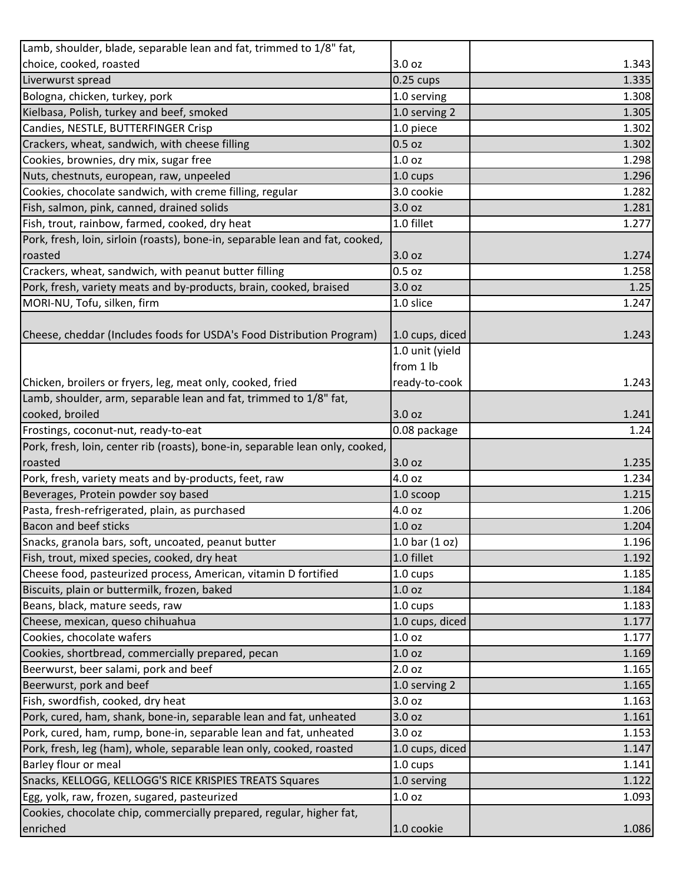| | | |
|---|---|---|
| Lamb, shoulder, blade, separable lean and fat, trimmed to 1/8" fat, choice, cooked, roasted | 3.0 oz | 1.343 |
| Liverwurst spread | 0.25 cups | 1.335 |
| Bologna, chicken, turkey, pork | 1.0 serving | 1.308 |
| Kielbasa, Polish, turkey and beef, smoked | 1.0 serving 2 | 1.305 |
| Candies, NESTLE, BUTTERFINGER Crisp | 1.0 piece | 1.302 |
| Crackers, wheat, sandwich, with cheese filling | 0.5 oz | 1.302 |
| Cookies, brownies, dry mix, sugar free | 1.0 oz | 1.298 |
| Nuts, chestnuts, european, raw, unpeeled | 1.0 cups | 1.296 |
| Cookies, chocolate sandwich, with creme filling, regular | 3.0 cookie | 1.282 |
| Fish, salmon, pink, canned, drained solids | 3.0 oz | 1.281 |
| Fish, trout, rainbow, farmed, cooked, dry heat | 1.0 fillet | 1.277 |
| Pork, fresh, loin, sirloin (roasts), bone-in, separable lean and fat, cooked, roasted | 3.0 oz | 1.274 |
| Crackers, wheat, sandwich, with peanut butter filling | 0.5 oz | 1.258 |
| Pork, fresh, variety meats and by-products, brain, cooked, braised | 3.0 oz | 1.25 |
| MORI-NU, Tofu, silken, firm | 1.0 slice | 1.247 |
| Cheese, cheddar (Includes foods for USDA's Food Distribution Program) | 1.0 cups, diced | 1.243 |
| Chicken, broilers or fryers, leg, meat only, cooked, fried | 1.0 unit (yield from 1 lb ready-to-cook | 1.243 |
| Lamb, shoulder, arm, separable lean and fat, trimmed to 1/8" fat, cooked, broiled | 3.0 oz | 1.241 |
| Frostings, coconut-nut, ready-to-eat | 0.08 package | 1.24 |
| Pork, fresh, loin, center rib (roasts), bone-in, separable lean only, cooked, roasted | 3.0 oz | 1.235 |
| Pork, fresh, variety meats and by-products, feet, raw | 4.0 oz | 1.234 |
| Beverages, Protein powder soy based | 1.0 scoop | 1.215 |
| Pasta, fresh-refrigerated, plain, as purchased | 4.0 oz | 1.206 |
| Bacon and beef sticks | 1.0 oz | 1.204 |
| Snacks, granola bars, soft, uncoated, peanut butter | 1.0 bar (1 oz) | 1.196 |
| Fish, trout, mixed species, cooked, dry heat | 1.0 fillet | 1.192 |
| Cheese food, pasteurized process, American, vitamin D fortified | 1.0 cups | 1.185 |
| Biscuits, plain or buttermilk, frozen, baked | 1.0 oz | 1.184 |
| Beans, black, mature seeds, raw | 1.0 cups | 1.183 |
| Cheese, mexican, queso chihuahua | 1.0 cups, diced | 1.177 |
| Cookies, chocolate wafers | 1.0 oz | 1.177 |
| Cookies, shortbread, commercially prepared, pecan | 1.0 oz | 1.169 |
| Beerwurst, beer salami, pork and beef | 2.0 oz | 1.165 |
| Beerwurst, pork and beef | 1.0 serving 2 | 1.165 |
| Fish, swordfish, cooked, dry heat | 3.0 oz | 1.163 |
| Pork, cured, ham, shank, bone-in, separable lean and fat, unheated | 3.0 oz | 1.161 |
| Pork, cured, ham, rump, bone-in, separable lean and fat, unheated | 3.0 oz | 1.153 |
| Pork, fresh, leg (ham), whole, separable lean only, cooked, roasted | 1.0 cups, diced | 1.147 |
| Barley flour or meal | 1.0 cups | 1.141 |
| Snacks, KELLOGG, KELLOGG'S RICE KRISPIES TREATS Squares | 1.0 serving | 1.122 |
| Egg, yolk, raw, frozen, sugared, pasteurized | 1.0 oz | 1.093 |
| Cookies, chocolate chip, commercially prepared, regular, higher fat, enriched | 1.0 cookie | 1.086 |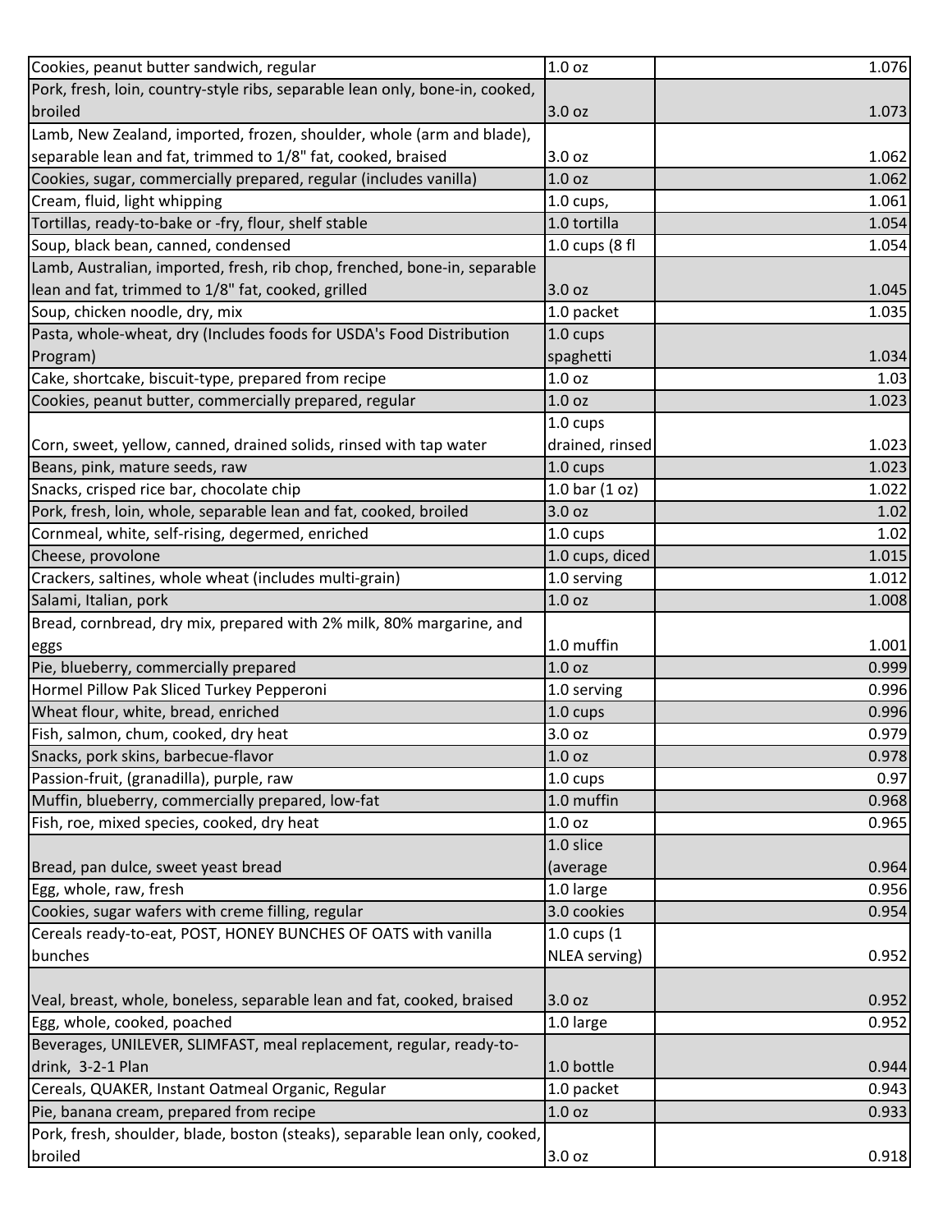| | | |
|---|---|---|
| Cookies, peanut butter sandwich, regular | 1.0 oz | 1.076 |
| Pork, fresh, loin, country-style ribs, separable lean only, bone-in, cooked, broiled | 3.0 oz | 1.073 |
| Lamb, New Zealand, imported, frozen, shoulder, whole (arm and blade), separable lean and fat, trimmed to 1/8" fat, cooked, braised | 3.0 oz | 1.062 |
| Cookies, sugar, commercially prepared, regular (includes vanilla) | 1.0 oz | 1.062 |
| Cream, fluid, light whipping | 1.0 cups, | 1.061 |
| Tortillas, ready-to-bake or -fry, flour, shelf stable | 1.0 tortilla | 1.054 |
| Soup, black bean, canned, condensed | 1.0 cups (8 fl | 1.054 |
| Lamb, Australian, imported, fresh, rib chop, frenched, bone-in, separable lean and fat, trimmed to 1/8" fat, cooked, grilled | 3.0 oz | 1.045 |
| Soup, chicken noodle, dry, mix | 1.0 packet | 1.035 |
| Pasta, whole-wheat, dry (Includes foods for USDA's Food Distribution Program) | 1.0 cups spaghetti | 1.034 |
| Cake, shortcake, biscuit-type, prepared from recipe | 1.0 oz | 1.03 |
| Cookies, peanut butter, commercially prepared, regular | 1.0 oz | 1.023 |
| Corn, sweet, yellow, canned, drained solids, rinsed with tap water | 1.0 cups drained, rinsed | 1.023 |
| Beans, pink, mature seeds, raw | 1.0 cups | 1.023 |
| Snacks, crisped rice bar, chocolate chip | 1.0 bar (1 oz) | 1.022 |
| Pork, fresh, loin, whole, separable lean and fat, cooked, broiled | 3.0 oz | 1.02 |
| Cornmeal, white, self-rising, degermed, enriched | 1.0 cups | 1.02 |
| Cheese, provolone | 1.0 cups, diced | 1.015 |
| Crackers, saltines, whole wheat (includes multi-grain) | 1.0 serving | 1.012 |
| Salami, Italian, pork | 1.0 oz | 1.008 |
| Bread, cornbread, dry mix, prepared with 2% milk, 80% margarine, and eggs | 1.0 muffin | 1.001 |
| Pie, blueberry, commercially prepared | 1.0 oz | 0.999 |
| Hormel Pillow Pak Sliced Turkey Pepperoni | 1.0 serving | 0.996 |
| Wheat flour, white, bread, enriched | 1.0 cups | 0.996 |
| Fish, salmon, chum, cooked, dry heat | 3.0 oz | 0.979 |
| Snacks, pork skins, barbecue-flavor | 1.0 oz | 0.978 |
| Passion-fruit, (granadilla), purple, raw | 1.0 cups | 0.97 |
| Muffin, blueberry, commercially prepared, low-fat | 1.0 muffin | 0.968 |
| Fish, roe, mixed species, cooked, dry heat | 1.0 oz | 0.965 |
| Bread, pan dulce, sweet yeast bread | 1.0 slice (average | 0.964 |
| Egg, whole, raw, fresh | 1.0 large | 0.956 |
| Cookies, sugar wafers with creme filling, regular | 3.0 cookies | 0.954 |
| Cereals ready-to-eat, POST, HONEY BUNCHES OF OATS with vanilla bunches | 1.0 cups (1 NLEA serving) | 0.952 |
| Veal, breast, whole, boneless, separable lean and fat, cooked, braised | 3.0 oz | 0.952 |
| Egg, whole, cooked, poached | 1.0 large | 0.952 |
| Beverages, UNILEVER, SLIMFAST, meal replacement, regular, ready-to-drink, 3-2-1 Plan | 1.0 bottle | 0.944 |
| Cereals, QUAKER, Instant Oatmeal Organic, Regular | 1.0 packet | 0.943 |
| Pie, banana cream, prepared from recipe | 1.0 oz | 0.933 |
| Pork, fresh, shoulder, blade, boston (steaks), separable lean only, cooked, broiled | 3.0 oz | 0.918 |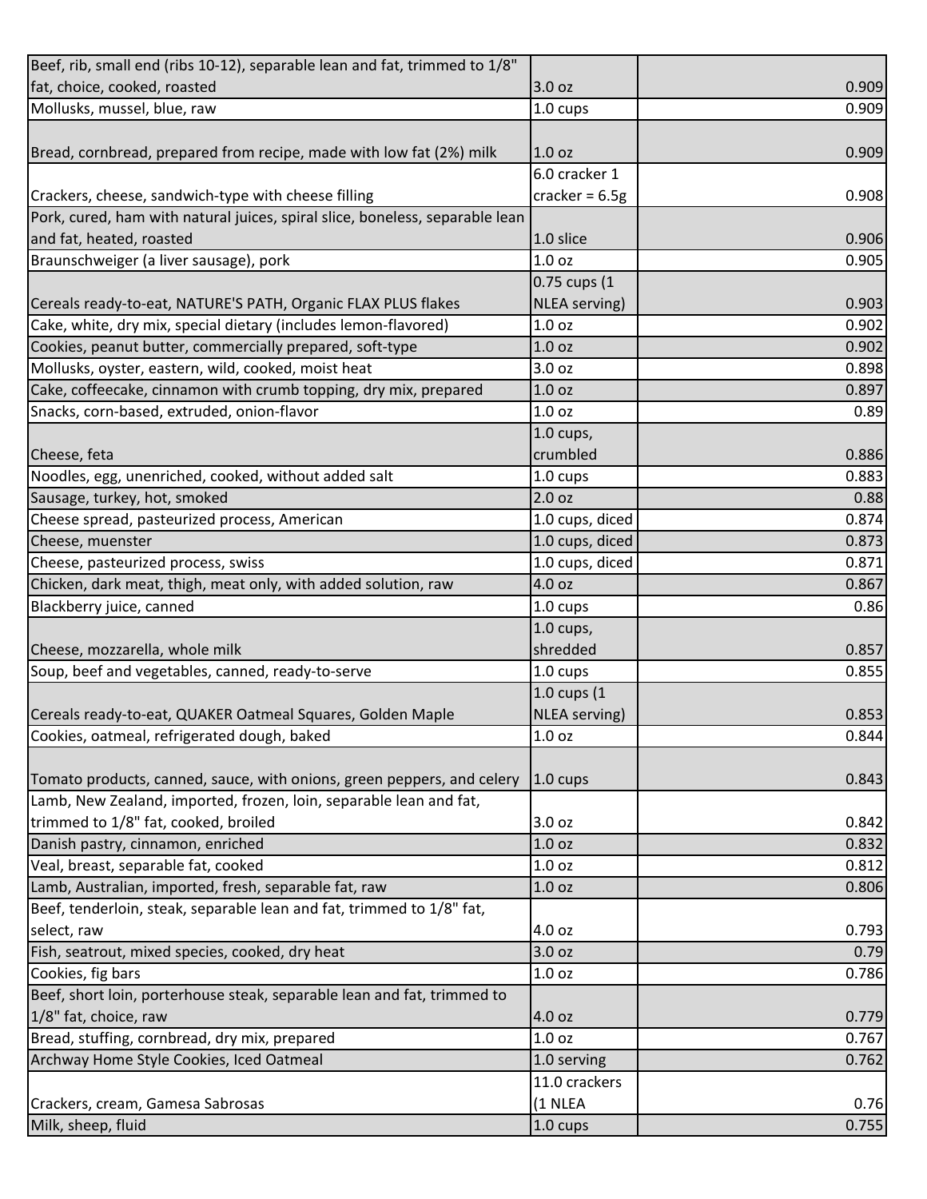| | | |
|---|---|---|
| Beef, rib, small end (ribs 10-12), separable lean and fat, trimmed to 1/8" fat, choice, cooked, roasted | 3.0 oz | 0.909 |
| Mollusks, mussel, blue, raw | 1.0 cups | 0.909 |
| Bread, cornbread, prepared from recipe, made with low fat (2%) milk | 1.0 oz | 0.909 |
| Crackers, cheese, sandwich-type with cheese filling | 6.0 cracker 1 cracker = 6.5g | 0.908 |
| Pork, cured, ham with natural juices, spiral slice, boneless, separable lean and fat, heated, roasted | 1.0 slice | 0.906 |
| Braunschweiger (a liver sausage), pork | 1.0 oz | 0.905 |
| Cereals ready-to-eat, NATURE'S PATH, Organic FLAX PLUS flakes | 0.75 cups (1 NLEA serving) | 0.903 |
| Cake, white, dry mix, special dietary (includes lemon-flavored) | 1.0 oz | 0.902 |
| Cookies, peanut butter, commercially prepared, soft-type | 1.0 oz | 0.902 |
| Mollusks, oyster, eastern, wild, cooked, moist heat | 3.0 oz | 0.898 |
| Cake, coffeecake, cinnamon with crumb topping, dry mix, prepared | 1.0 oz | 0.897 |
| Snacks, corn-based, extruded, onion-flavor | 1.0 oz | 0.89 |
| Cheese, feta | 1.0 cups, crumbled | 0.886 |
| Noodles, egg, unenriched, cooked, without added salt | 1.0 cups | 0.883 |
| Sausage, turkey, hot, smoked | 2.0 oz | 0.88 |
| Cheese spread, pasteurized process, American | 1.0 cups, diced | 0.874 |
| Cheese, muenster | 1.0 cups, diced | 0.873 |
| Cheese, pasteurized process, swiss | 1.0 cups, diced | 0.871 |
| Chicken, dark meat, thigh, meat only, with added solution, raw | 4.0 oz | 0.867 |
| Blackberry juice, canned | 1.0 cups | 0.86 |
| Cheese, mozzarella, whole milk | 1.0 cups, shredded | 0.857 |
| Soup, beef and vegetables, canned, ready-to-serve | 1.0 cups | 0.855 |
| Cereals ready-to-eat, QUAKER Oatmeal Squares, Golden Maple | 1.0 cups (1 NLEA serving) | 0.853 |
| Cookies, oatmeal, refrigerated dough, baked | 1.0 oz | 0.844 |
| Tomato products, canned, sauce, with onions, green peppers, and celery | 1.0 cups | 0.843 |
| Lamb, New Zealand, imported, frozen, loin, separable lean and fat, trimmed to 1/8" fat, cooked, broiled | 3.0 oz | 0.842 |
| Danish pastry, cinnamon, enriched | 1.0 oz | 0.832 |
| Veal, breast, separable fat, cooked | 1.0 oz | 0.812 |
| Lamb, Australian, imported, fresh, separable fat, raw | 1.0 oz | 0.806 |
| Beef, tenderloin, steak, separable lean and fat, trimmed to 1/8" fat, select, raw | 4.0 oz | 0.793 |
| Fish, seatrout, mixed species, cooked, dry heat | 3.0 oz | 0.79 |
| Cookies, fig bars | 1.0 oz | 0.786 |
| Beef, short loin, porterhouse steak, separable lean and fat, trimmed to 1/8" fat, choice, raw | 4.0 oz | 0.779 |
| Bread, stuffing, cornbread, dry mix, prepared | 1.0 oz | 0.767 |
| Archway Home Style Cookies, Iced Oatmeal | 1.0 serving | 0.762 |
| Crackers, cream, Gamesa Sabrosas | 11.0 crackers (1 NLEA | 0.76 |
| Milk, sheep, fluid | 1.0 cups | 0.755 |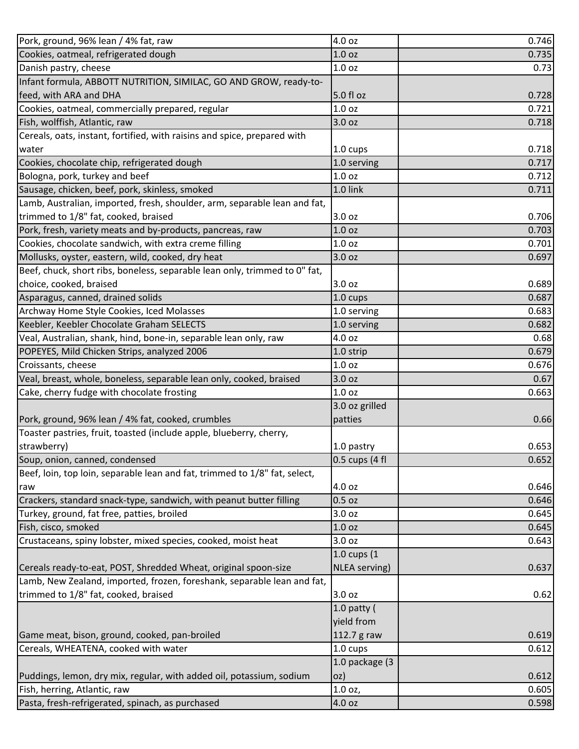| | | |
|---|---|---|
| Pork, ground, 96% lean / 4% fat, raw | 4.0 oz | 0.746 |
| Cookies, oatmeal, refrigerated dough | 1.0 oz | 0.735 |
| Danish pastry, cheese | 1.0 oz | 0.73 |
| Infant formula, ABBOTT NUTRITION, SIMILAC, GO AND GROW, ready-to-feed, with ARA and DHA | 5.0 fl oz | 0.728 |
| Cookies, oatmeal, commercially prepared, regular | 1.0 oz | 0.721 |
| Fish, wolffish, Atlantic, raw | 3.0 oz | 0.718 |
| Cereals, oats, instant, fortified, with raisins and spice, prepared with water | 1.0 cups | 0.718 |
| Cookies, chocolate chip, refrigerated dough | 1.0 serving | 0.717 |
| Bologna, pork, turkey and beef | 1.0 oz | 0.712 |
| Sausage, chicken, beef, pork, skinless, smoked | 1.0 link | 0.711 |
| Lamb, Australian, imported, fresh, shoulder, arm, separable lean and fat, trimmed to 1/8" fat, cooked, braised | 3.0 oz | 0.706 |
| Pork, fresh, variety meats and by-products, pancreas, raw | 1.0 oz | 0.703 |
| Cookies, chocolate sandwich, with extra creme filling | 1.0 oz | 0.701 |
| Mollusks, oyster, eastern, wild, cooked, dry heat | 3.0 oz | 0.697 |
| Beef, chuck, short ribs, boneless, separable lean only, trimmed to 0" fat, choice, cooked, braised | 3.0 oz | 0.689 |
| Asparagus, canned, drained solids | 1.0 cups | 0.687 |
| Archway Home Style Cookies, Iced Molasses | 1.0 serving | 0.683 |
| Keebler, Keebler Chocolate Graham SELECTS | 1.0 serving | 0.682 |
| Veal, Australian, shank, hind, bone-in, separable lean only, raw | 4.0 oz | 0.68 |
| POPEYES, Mild Chicken Strips, analyzed 2006 | 1.0 strip | 0.679 |
| Croissants, cheese | 1.0 oz | 0.676 |
| Veal, breast, whole, boneless, separable lean only, cooked, braised | 3.0 oz | 0.67 |
| Cake, cherry fudge with chocolate frosting | 1.0 oz | 0.663 |
| Pork, ground, 96% lean / 4% fat, cooked, crumbles | 3.0 oz grilled patties | 0.66 |
| Toaster pastries, fruit, toasted (include apple, blueberry, cherry, strawberry) | 1.0 pastry | 0.653 |
| Soup, onion, canned, condensed | 0.5 cups (4 fl | 0.652 |
| Beef, loin, top loin, separable lean and fat, trimmed to 1/8" fat, select, raw | 4.0 oz | 0.646 |
| Crackers, standard snack-type, sandwich, with peanut butter filling | 0.5 oz | 0.646 |
| Turkey, ground, fat free, patties, broiled | 3.0 oz | 0.645 |
| Fish, cisco, smoked | 1.0 oz | 0.645 |
| Crustaceans, spiny lobster, mixed species, cooked, moist heat | 3.0 oz | 0.643 |
| Cereals ready-to-eat, POST, Shredded Wheat, original spoon-size | 1.0 cups (1 NLEA serving) | 0.637 |
| Lamb, New Zealand, imported, frozen, foreshank, separable lean and fat, trimmed to 1/8" fat, cooked, braised | 3.0 oz | 0.62 |
| Game meat, bison, ground, cooked, pan-broiled | 1.0 patty ( yield from 112.7 g raw | 0.619 |
| Cereals, WHEATENA, cooked with water | 1.0 cups | 0.612 |
| Puddings, lemon, dry mix, regular, with added oil, potassium, sodium | 1.0 package (3 oz) | 0.612 |
| Fish, herring, Atlantic, raw | 1.0 oz, | 0.605 |
| Pasta, fresh-refrigerated, spinach, as purchased | 4.0 oz | 0.598 |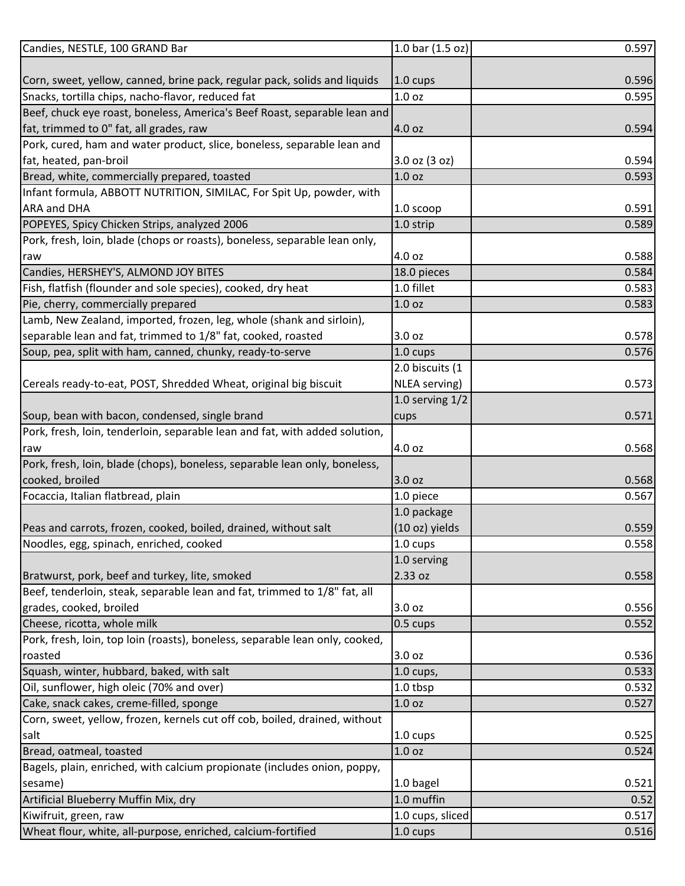| Candies, NESTLE, 100 GRAND Bar | 1.0 bar (1.5 oz) | 0.597 |
|---|---|---|
| Corn, sweet, yellow, canned, brine pack, regular pack, solids and liquids | 1.0 cups | 0.596 |
| Snacks, tortilla chips, nacho-flavor, reduced fat | 1.0 oz | 0.595 |
| Beef, chuck eye roast, boneless, America's Beef Roast, separable lean and fat, trimmed to 0" fat, all grades, raw | 4.0 oz | 0.594 |
| Pork, cured, ham and water product, slice, boneless, separable lean and fat, heated, pan-broil | 3.0 oz (3 oz) | 0.594 |
| Bread, white, commercially prepared, toasted | 1.0 oz | 0.593 |
| Infant formula, ABBOTT NUTRITION, SIMILAC, For Spit Up, powder, with ARA and DHA | 1.0 scoop | 0.591 |
| POPEYES, Spicy Chicken Strips, analyzed 2006 | 1.0 strip | 0.589 |
| Pork, fresh, loin, blade (chops or roasts), boneless, separable lean only, raw | 4.0 oz | 0.588 |
| Candies, HERSHEY'S, ALMOND JOY BITES | 18.0 pieces | 0.584 |
| Fish, flatfish (flounder and sole species), cooked, dry heat | 1.0 fillet | 0.583 |
| Pie, cherry, commercially prepared | 1.0 oz | 0.583 |
| Lamb, New Zealand, imported, frozen, leg, whole (shank and sirloin), separable lean and fat, trimmed to 1/8" fat, cooked, roasted | 3.0 oz | 0.578 |
| Soup, pea, split with ham, canned, chunky, ready-to-serve | 1.0 cups | 0.576 |
| Cereals ready-to-eat, POST, Shredded Wheat, original big biscuit | 2.0 biscuits (1 NLEA serving) | 0.573 |
| Soup, bean with bacon, condensed, single brand | 1.0 serving 1/2 cups | 0.571 |
| Pork, fresh, loin, tenderloin, separable lean and fat, with added solution, raw | 4.0 oz | 0.568 |
| Pork, fresh, loin, blade (chops), boneless, separable lean only, boneless, cooked, broiled | 3.0 oz | 0.568 |
| Focaccia, Italian flatbread, plain | 1.0 piece | 0.567 |
| Peas and carrots, frozen, cooked, boiled, drained, without salt | 1.0 package (10 oz) yields | 0.559 |
| Noodles, egg, spinach, enriched, cooked | 1.0 cups | 0.558 |
| Bratwurst, pork, beef and turkey, lite, smoked | 1.0 serving 2.33 oz | 0.558 |
| Beef, tenderloin, steak, separable lean and fat, trimmed to 1/8" fat, all grades, cooked, broiled | 3.0 oz | 0.556 |
| Cheese, ricotta, whole milk | 0.5 cups | 0.552 |
| Pork, fresh, loin, top loin (roasts), boneless, separable lean only, cooked, roasted | 3.0 oz | 0.536 |
| Squash, winter, hubbard, baked, with salt | 1.0 cups, | 0.533 |
| Oil, sunflower, high oleic (70% and over) | 1.0 tbsp | 0.532 |
| Cake, snack cakes, creme-filled, sponge | 1.0 oz | 0.527 |
| Corn, sweet, yellow, frozen, kernels cut off cob, boiled, drained, without salt | 1.0 cups | 0.525 |
| Bread, oatmeal, toasted | 1.0 oz | 0.524 |
| Bagels, plain, enriched, with calcium propionate (includes onion, poppy, sesame) | 1.0 bagel | 0.521 |
| Artificial Blueberry Muffin Mix, dry | 1.0 muffin | 0.52 |
| Kiwifruit, green, raw | 1.0 cups, sliced | 0.517 |
| Wheat flour, white, all-purpose, enriched, calcium-fortified | 1.0 cups | 0.516 |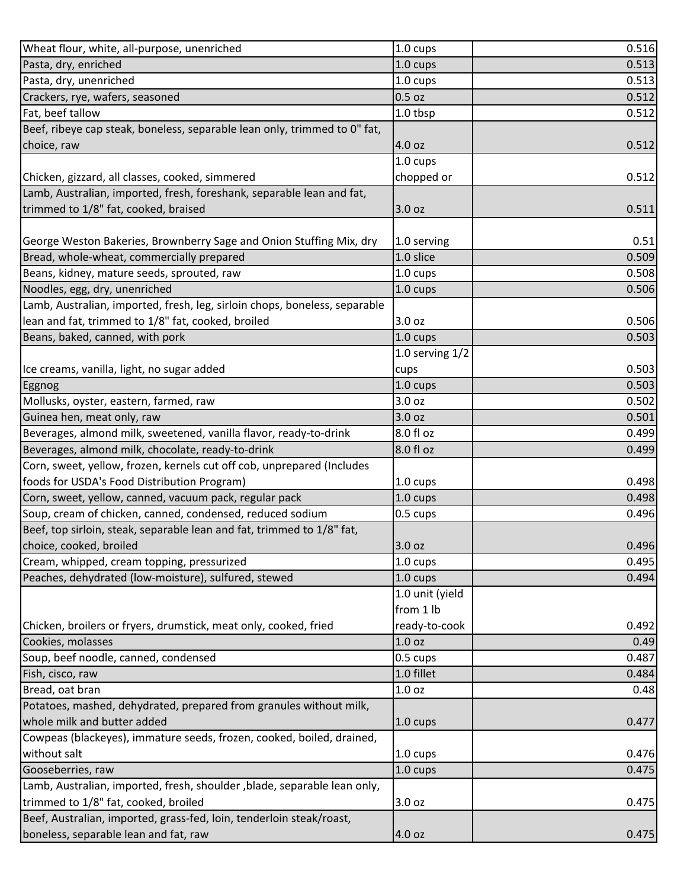| | | |
|---|---|---|
| Wheat flour, white, all-purpose, unenriched | 1.0 cups | 0.516 |
| Pasta, dry, enriched | 1.0 cups | 0.513 |
| Pasta, dry, unenriched | 1.0 cups | 0.513 |
| Crackers, rye, wafers, seasoned | 0.5 oz | 0.512 |
| Fat, beef tallow | 1.0 tbsp | 0.512 |
| Beef, ribeye cap steak, boneless, separable lean only, trimmed to 0" fat, choice, raw | 4.0 oz | 0.512 |
| Chicken, gizzard, all classes, cooked, simmered | 1.0 cups chopped or | 0.512 |
| Lamb, Australian, imported, fresh, foreshank, separable lean and fat, trimmed to 1/8" fat, cooked, braised | 3.0 oz | 0.511 |
| George Weston Bakeries, Brownberry Sage and Onion Stuffing Mix, dry | 1.0 serving | 0.51 |
| Bread, whole-wheat, commercially prepared | 1.0 slice | 0.509 |
| Beans, kidney, mature seeds, sprouted, raw | 1.0 cups | 0.508 |
| Noodles, egg, dry, unenriched | 1.0 cups | 0.506 |
| Lamb, Australian, imported, fresh, leg, sirloin chops, boneless, separable lean and fat, trimmed to 1/8" fat, cooked, broiled | 3.0 oz | 0.506 |
| Beans, baked, canned, with pork | 1.0 cups | 0.503 |
| Ice creams, vanilla, light, no sugar added | 1.0 serving 1/2 cups | 0.503 |
| Eggnog | 1.0 cups | 0.503 |
| Mollusks, oyster, eastern, farmed, raw | 3.0 oz | 0.502 |
| Guinea hen, meat only, raw | 3.0 oz | 0.501 |
| Beverages, almond milk, sweetened, vanilla flavor, ready-to-drink | 8.0 fl oz | 0.499 |
| Beverages, almond milk, chocolate, ready-to-drink | 8.0 fl oz | 0.499 |
| Corn, sweet, yellow, frozen, kernels cut off cob, unprepared (Includes foods for USDA's Food Distribution Program) | 1.0 cups | 0.498 |
| Corn, sweet, yellow, canned, vacuum pack, regular pack | 1.0 cups | 0.498 |
| Soup, cream of chicken, canned, condensed, reduced sodium | 0.5 cups | 0.496 |
| Beef, top sirloin, steak, separable lean and fat, trimmed to 1/8" fat, choice, cooked, broiled | 3.0 oz | 0.496 |
| Cream, whipped, cream topping, pressurized | 1.0 cups | 0.495 |
| Peaches, dehydrated (low-moisture), sulfured, stewed | 1.0 cups | 0.494 |
| Chicken, broilers or fryers, drumstick, meat only, cooked, fried | 1.0 unit (yield from 1 lb ready-to-cook | 0.492 |
| Cookies, molasses | 1.0 oz | 0.49 |
| Soup, beef noodle, canned, condensed | 0.5 cups | 0.487 |
| Fish, cisco, raw | 1.0 fillet | 0.484 |
| Bread, oat bran | 1.0 oz | 0.48 |
| Potatoes, mashed, dehydrated, prepared from granules without milk, whole milk and butter added | 1.0 cups | 0.477 |
| Cowpeas (blackeyes), immature seeds, frozen, cooked, boiled, drained, without salt | 1.0 cups | 0.476 |
| Gooseberries, raw | 1.0 cups | 0.475 |
| Lamb, Australian, imported, fresh, shoulder ,blade, separable lean only, trimmed to 1/8" fat, cooked, broiled | 3.0 oz | 0.475 |
| Beef, Australian, imported, grass-fed, loin, tenderloin steak/roast, boneless, separable lean and fat, raw | 4.0 oz | 0.475 |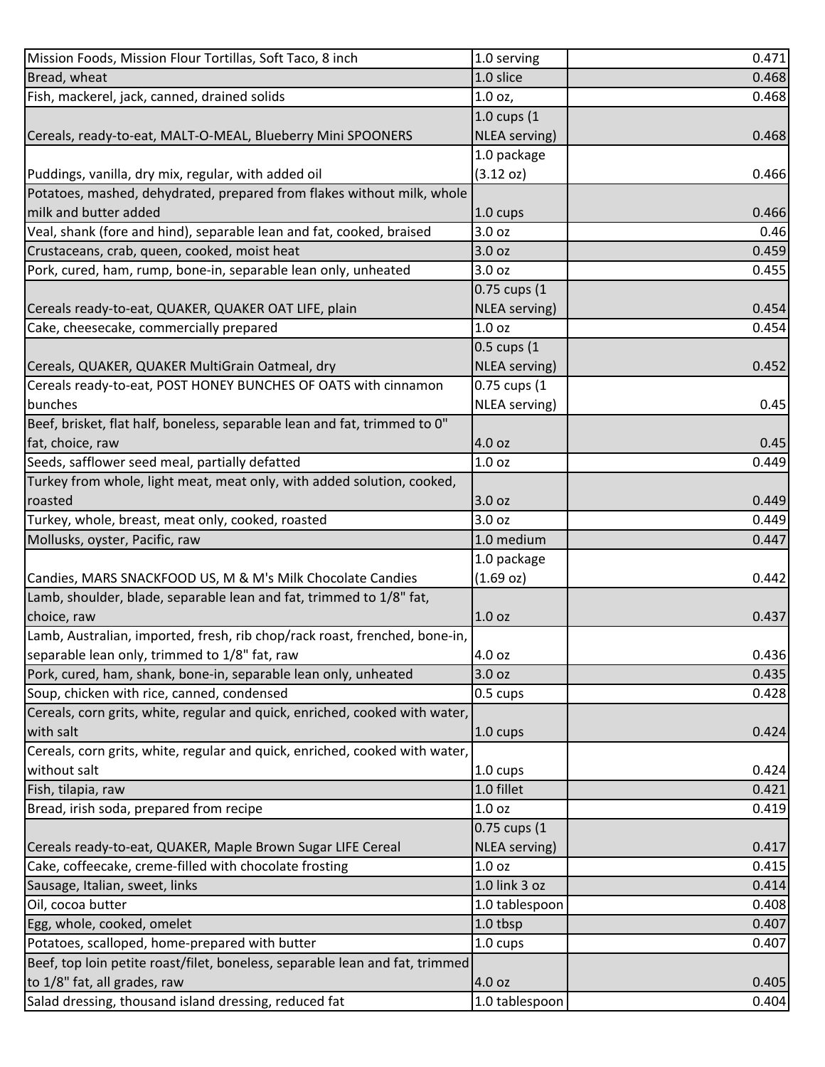| | | |
|---|---|---|
| Mission Foods, Mission Flour Tortillas, Soft Taco, 8 inch | 1.0 serving | 0.471 |
| Bread, wheat | 1.0 slice | 0.468 |
| Fish, mackerel, jack, canned, drained solids | 1.0 oz, | 0.468 |
| Cereals, ready-to-eat, MALT-O-MEAL, Blueberry Mini SPOONERS | 1.0 cups (1 NLEA serving) | 0.468 |
| Puddings, vanilla, dry mix, regular, with added oil | 1.0 package (3.12 oz) | 0.466 |
| Potatoes, mashed, dehydrated, prepared from flakes without milk, whole milk and butter added | 1.0 cups | 0.466 |
| Veal, shank (fore and hind), separable lean and fat, cooked, braised | 3.0 oz | 0.46 |
| Crustaceans, crab, queen, cooked, moist heat | 3.0 oz | 0.459 |
| Pork, cured, ham, rump, bone-in, separable lean only, unheated | 3.0 oz | 0.455 |
| Cereals ready-to-eat, QUAKER, QUAKER OAT LIFE, plain | 0.75 cups (1 NLEA serving) | 0.454 |
| Cake, cheesecake, commercially prepared | 1.0 oz | 0.454 |
| Cereals, QUAKER, QUAKER MultiGrain Oatmeal, dry | 0.5 cups (1 NLEA serving) | 0.452 |
| Cereals ready-to-eat, POST HONEY BUNCHES OF OATS with cinnamon bunches | 0.75 cups (1 NLEA serving) | 0.45 |
| Beef, brisket, flat half, boneless, separable lean and fat, trimmed to 0" fat, choice, raw | 4.0 oz | 0.45 |
| Seeds, safflower seed meal, partially defatted | 1.0 oz | 0.449 |
| Turkey from whole, light meat, meat only, with added solution, cooked, roasted | 3.0 oz | 0.449 |
| Turkey, whole, breast, meat only, cooked, roasted | 3.0 oz | 0.449 |
| Mollusks, oyster, Pacific, raw | 1.0 medium | 0.447 |
| Candies, MARS SNACKFOOD US, M & M's Milk Chocolate Candies | 1.0 package (1.69 oz) | 0.442 |
| Lamb, shoulder, blade, separable lean and fat, trimmed to 1/8" fat, choice, raw | 1.0 oz | 0.437 |
| Lamb, Australian, imported, fresh, rib chop/rack roast, frenched, bone-in, separable lean only, trimmed to 1/8" fat, raw | 4.0 oz | 0.436 |
| Pork, cured, ham, shank, bone-in, separable lean only, unheated | 3.0 oz | 0.435 |
| Soup, chicken with rice, canned, condensed | 0.5 cups | 0.428 |
| Cereals, corn grits, white, regular and quick, enriched, cooked with water, with salt | 1.0 cups | 0.424 |
| Cereals, corn grits, white, regular and quick, enriched, cooked with water, without salt | 1.0 cups | 0.424 |
| Fish, tilapia, raw | 1.0 fillet | 0.421 |
| Bread, irish soda, prepared from recipe | 1.0 oz | 0.419 |
| Cereals ready-to-eat, QUAKER, Maple Brown Sugar LIFE Cereal | 0.75 cups (1 NLEA serving) | 0.417 |
| Cake, coffeecake, creme-filled with chocolate frosting | 1.0 oz | 0.415 |
| Sausage, Italian, sweet, links | 1.0 link 3 oz | 0.414 |
| Oil, cocoa butter | 1.0 tablespoon | 0.408 |
| Egg, whole, cooked, omelet | 1.0 tbsp | 0.407 |
| Potatoes, scalloped, home-prepared with butter | 1.0 cups | 0.407 |
| Beef, top loin petite roast/filet, boneless, separable lean and fat, trimmed to 1/8" fat, all grades, raw | 4.0 oz | 0.405 |
| Salad dressing, thousand island dressing, reduced fat | 1.0 tablespoon | 0.404 |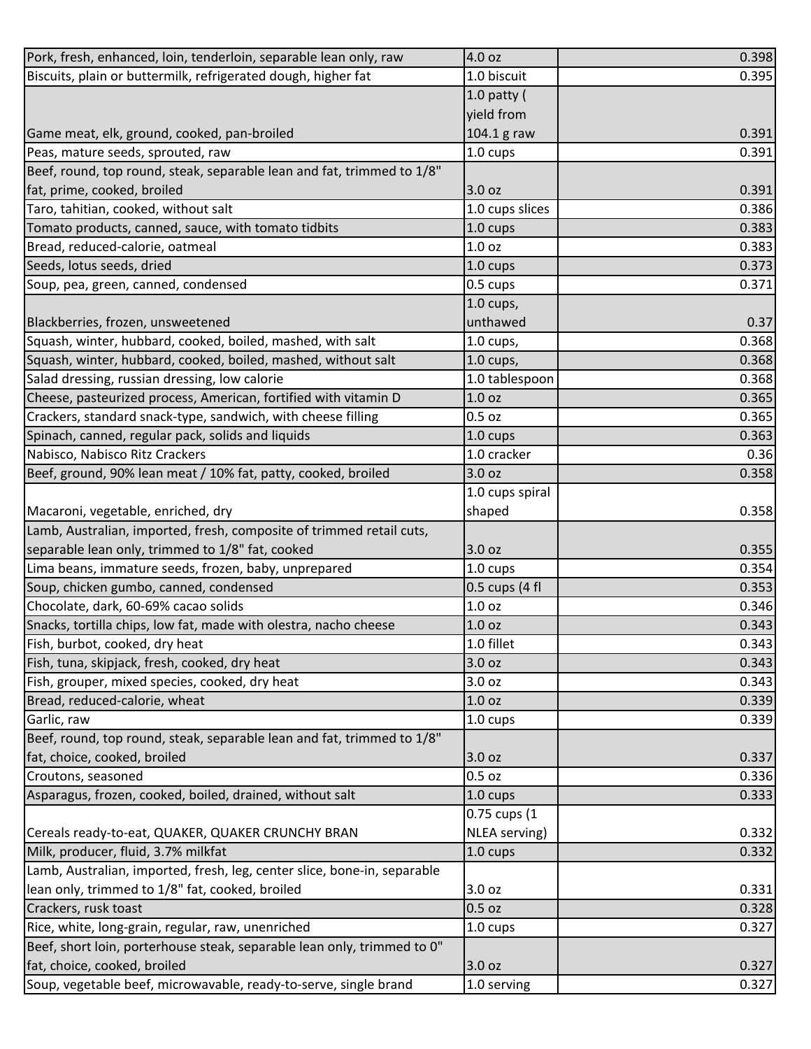| | | |
|---|---|---|
| Pork, fresh, enhanced, loin, tenderloin, separable lean only, raw | 4.0 oz | 0.398 |
| Biscuits, plain or buttermilk, refrigerated dough, higher fat | 1.0 biscuit | 0.395 |
| Game meat, elk, ground, cooked, pan-broiled | 1.0 patty ( yield from 104.1 g raw | 0.391 |
| Peas, mature seeds, sprouted, raw | 1.0 cups | 0.391 |
| Beef, round, top round, steak, separable lean and fat, trimmed to 1/8" fat, prime, cooked, broiled | 3.0 oz | 0.391 |
| Taro, tahitian, cooked, without salt | 1.0 cups slices | 0.386 |
| Tomato products, canned, sauce, with tomato tidbits | 1.0 cups | 0.383 |
| Bread, reduced-calorie, oatmeal | 1.0 oz | 0.383 |
| Seeds, lotus seeds, dried | 1.0 cups | 0.373 |
| Soup, pea, green, canned, condensed | 0.5 cups | 0.371 |
| Blackberries, frozen, unsweetened | 1.0 cups, unthawed | 0.37 |
| Squash, winter, hubbard, cooked, boiled, mashed, with salt | 1.0 cups, | 0.368 |
| Squash, winter, hubbard, cooked, boiled, mashed, without salt | 1.0 cups, | 0.368 |
| Salad dressing, russian dressing, low calorie | 1.0 tablespoon | 0.368 |
| Cheese, pasteurized process, American, fortified with vitamin D | 1.0 oz | 0.365 |
| Crackers, standard snack-type, sandwich, with cheese filling | 0.5 oz | 0.365 |
| Spinach, canned, regular pack, solids and liquids | 1.0 cups | 0.363 |
| Nabisco, Nabisco Ritz Crackers | 1.0 cracker | 0.36 |
| Beef, ground, 90% lean meat / 10% fat, patty, cooked, broiled | 3.0 oz | 0.358 |
| Macaroni, vegetable, enriched, dry | 1.0 cups spiral shaped | 0.358 |
| Lamb, Australian, imported, fresh, composite of trimmed retail cuts, separable lean only, trimmed to 1/8" fat, cooked | 3.0 oz | 0.355 |
| Lima beans, immature seeds, frozen, baby, unprepared | 1.0 cups | 0.354 |
| Soup, chicken gumbo, canned, condensed | 0.5 cups (4 fl | 0.353 |
| Chocolate, dark, 60-69% cacao solids | 1.0 oz | 0.346 |
| Snacks, tortilla chips, low fat, made with olestra, nacho cheese | 1.0 oz | 0.343 |
| Fish, burbot, cooked, dry heat | 1.0 fillet | 0.343 |
| Fish, tuna, skipjack, fresh, cooked, dry heat | 3.0 oz | 0.343 |
| Fish, grouper, mixed species, cooked, dry heat | 3.0 oz | 0.343 |
| Bread, reduced-calorie, wheat | 1.0 oz | 0.339 |
| Garlic, raw | 1.0 cups | 0.339 |
| Beef, round, top round, steak, separable lean and fat, trimmed to 1/8" fat, choice, cooked, broiled | 3.0 oz | 0.337 |
| Croutons, seasoned | 0.5 oz | 0.336 |
| Asparagus, frozen, cooked, boiled, drained, without salt | 1.0 cups | 0.333 |
| Cereals ready-to-eat, QUAKER, QUAKER CRUNCHY BRAN | 0.75 cups (1 NLEA serving) | 0.332 |
| Milk, producer, fluid, 3.7% milkfat | 1.0 cups | 0.332 |
| Lamb, Australian, imported, fresh, leg, center slice, bone-in, separable lean only, trimmed to 1/8" fat, cooked, broiled | 3.0 oz | 0.331 |
| Crackers, rusk toast | 0.5 oz | 0.328 |
| Rice, white, long-grain, regular, raw, unenriched | 1.0 cups | 0.327 |
| Beef, short loin, porterhouse steak, separable lean only, trimmed to 0" fat, choice, cooked, broiled | 3.0 oz | 0.327 |
| Soup, vegetable beef, microwavable, ready-to-serve, single brand | 1.0 serving | 0.327 |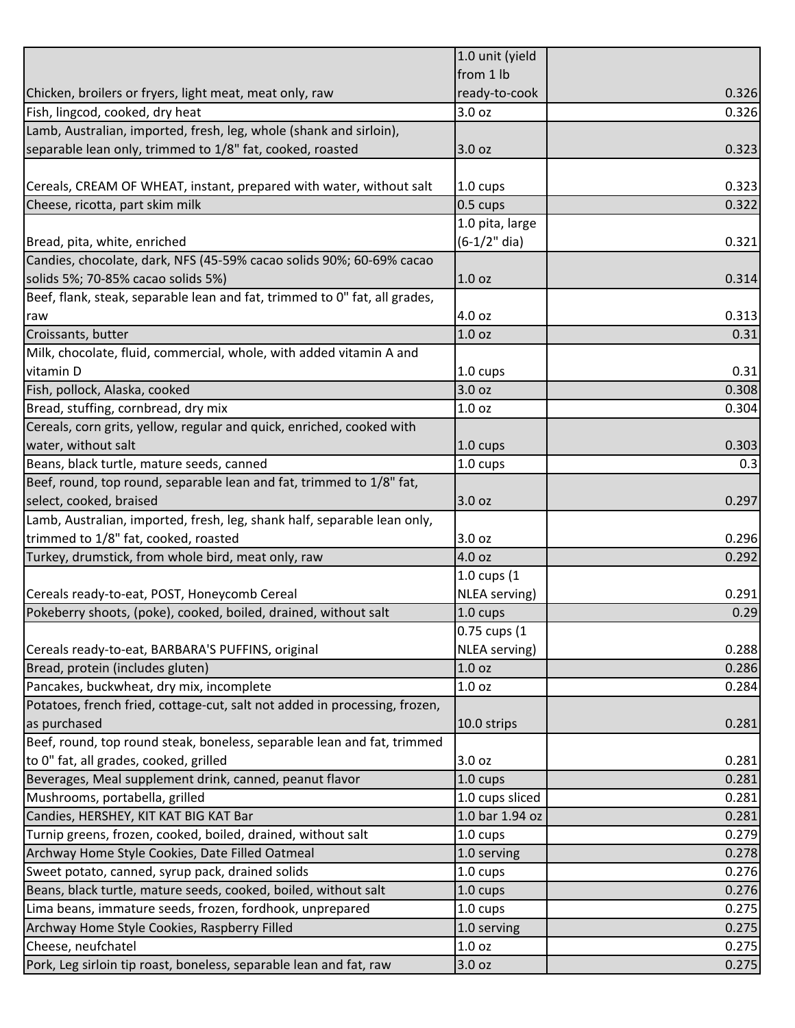| | | |
|---|---|---|
| Chicken, broilers or fryers, light meat, meat only, raw | 1.0 unit (yield from 1 lb ready-to-cook | 0.326 |
| Fish, lingcod, cooked, dry heat | 3.0 oz | 0.326 |
| Lamb, Australian, imported, fresh, leg, whole (shank and sirloin), separable lean only, trimmed to 1/8" fat, cooked, roasted | 3.0 oz | 0.323 |
| Cereals, CREAM OF WHEAT, instant, prepared with water, without salt | 1.0 cups | 0.323 |
| Cheese, ricotta, part skim milk | 0.5 cups | 0.322 |
| Bread, pita, white, enriched | 1.0 pita, large (6-1/2" dia) | 0.321 |
| Candies, chocolate, dark, NFS (45-59% cacao solids 90%; 60-69% cacao solids 5%; 70-85% cacao solids 5%) | 1.0 oz | 0.314 |
| Beef, flank, steak, separable lean and fat, trimmed to 0" fat, all grades, raw | 4.0 oz | 0.313 |
| Croissants, butter | 1.0 oz | 0.31 |
| Milk, chocolate, fluid, commercial, whole, with added vitamin A and vitamin D | 1.0 cups | 0.31 |
| Fish, pollock, Alaska, cooked | 3.0 oz | 0.308 |
| Bread, stuffing, cornbread, dry mix | 1.0 oz | 0.304 |
| Cereals, corn grits, yellow, regular and quick, enriched, cooked with water, without salt | 1.0 cups | 0.303 |
| Beans, black turtle, mature seeds, canned | 1.0 cups | 0.3 |
| Beef, round, top round, separable lean and fat, trimmed to 1/8" fat, select, cooked, braised | 3.0 oz | 0.297 |
| Lamb, Australian, imported, fresh, leg, shank half, separable lean only, trimmed to 1/8" fat, cooked, roasted | 3.0 oz | 0.296 |
| Turkey, drumstick, from whole bird, meat only, raw | 4.0 oz | 0.292 |
| Cereals ready-to-eat, POST, Honeycomb Cereal | 1.0 cups (1 NLEA serving) | 0.291 |
| Pokeberry shoots, (poke), cooked, boiled, drained, without salt | 1.0 cups | 0.29 |
| Cereals ready-to-eat, BARBARA'S PUFFINS, original | 0.75 cups (1 NLEA serving) | 0.288 |
| Bread, protein (includes gluten) | 1.0 oz | 0.286 |
| Pancakes, buckwheat, dry mix, incomplete | 1.0 oz | 0.284 |
| Potatoes, french fried, cottage-cut, salt not added in processing, frozen, as purchased | 10.0 strips | 0.281 |
| Beef, round, top round steak, boneless, separable lean and fat, trimmed to 0" fat, all grades, cooked, grilled | 3.0 oz | 0.281 |
| Beverages, Meal supplement drink, canned, peanut flavor | 1.0 cups | 0.281 |
| Mushrooms, portabella, grilled | 1.0 cups sliced | 0.281 |
| Candies, HERSHEY, KIT KAT BIG KAT Bar | 1.0 bar 1.94 oz | 0.281 |
| Turnip greens, frozen, cooked, boiled, drained, without salt | 1.0 cups | 0.279 |
| Archway Home Style Cookies, Date Filled Oatmeal | 1.0 serving | 0.278 |
| Sweet potato, canned, syrup pack, drained solids | 1.0 cups | 0.276 |
| Beans, black turtle, mature seeds, cooked, boiled, without salt | 1.0 cups | 0.276 |
| Lima beans, immature seeds, frozen, fordhook, unprepared | 1.0 cups | 0.275 |
| Archway Home Style Cookies, Raspberry Filled | 1.0 serving | 0.275 |
| Cheese, neufchatel | 1.0 oz | 0.275 |
| Pork, Leg sirloin tip roast, boneless, separable lean and fat, raw | 3.0 oz | 0.275 |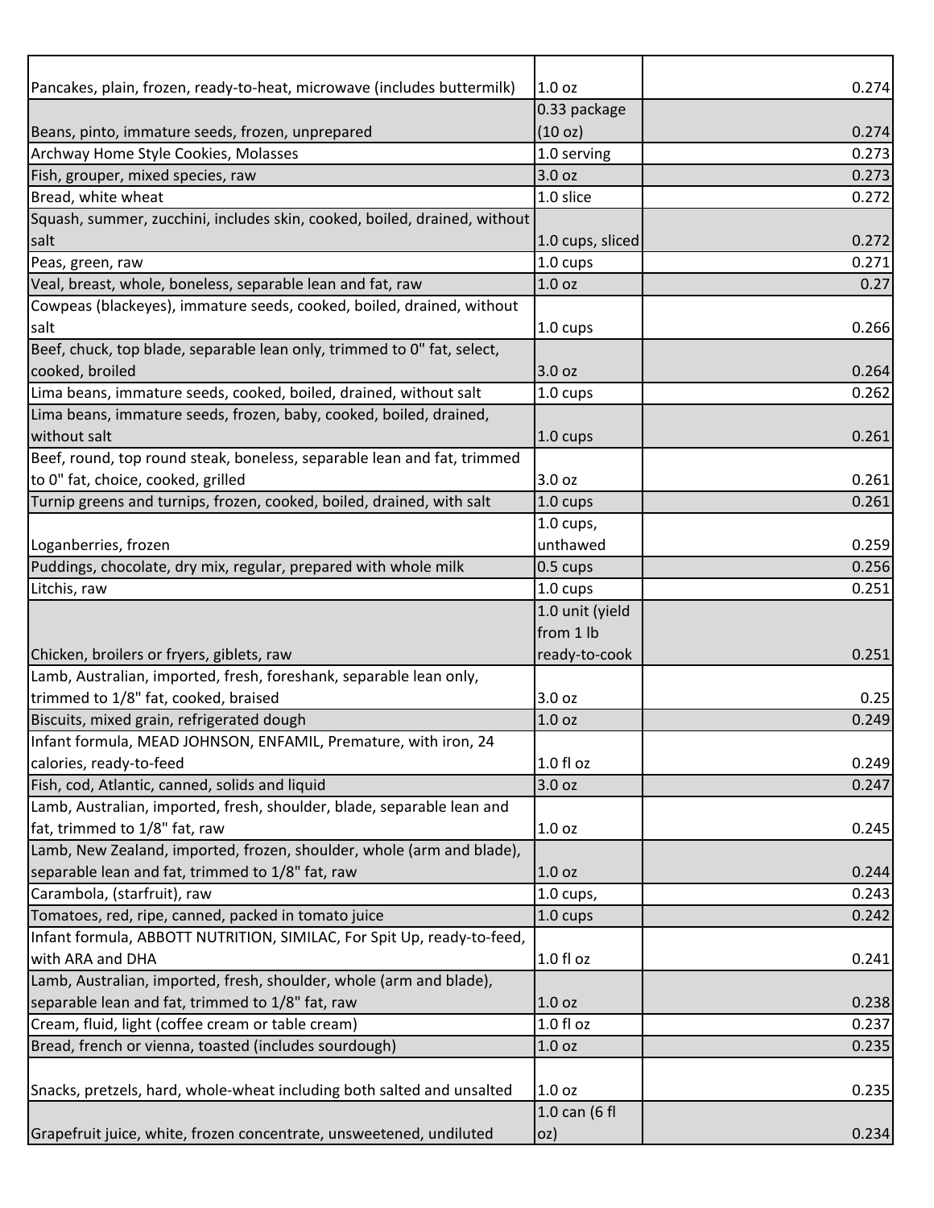| | | |
|---|---|---|
| Pancakes, plain, frozen, ready-to-heat, microwave (includes buttermilk) | 1.0 oz | 0.274 |
| Beans, pinto, immature seeds, frozen, unprepared | 0.33 package (10 oz) | 0.274 |
| Archway Home Style Cookies, Molasses | 1.0 serving | 0.273 |
| Fish, grouper, mixed species, raw | 3.0 oz | 0.273 |
| Bread, white wheat | 1.0 slice | 0.272 |
| Squash, summer, zucchini, includes skin, cooked, boiled, drained, without salt | 1.0 cups, sliced | 0.272 |
| Peas, green, raw | 1.0 cups | 0.271 |
| Veal, breast, whole, boneless, separable lean and fat, raw | 1.0 oz | 0.27 |
| Cowpeas (blackeyes), immature seeds, cooked, boiled, drained, without salt | 1.0 cups | 0.266 |
| Beef, chuck, top blade, separable lean only, trimmed to 0" fat, select, cooked, broiled | 3.0 oz | 0.264 |
| Lima beans, immature seeds, cooked, boiled, drained, without salt | 1.0 cups | 0.262 |
| Lima beans, immature seeds, frozen, baby, cooked, boiled, drained, without salt | 1.0 cups | 0.261 |
| Beef, round, top round steak, boneless, separable lean and fat, trimmed to 0" fat, choice, cooked, grilled | 3.0 oz | 0.261 |
| Turnip greens and turnips, frozen, cooked, boiled, drained, with salt | 1.0 cups | 0.261 |
| Loganberries, frozen | 1.0 cups, unthawed | 0.259 |
| Puddings, chocolate, dry mix, regular, prepared with whole milk | 0.5 cups | 0.256 |
| Litchis, raw | 1.0 cups | 0.251 |
| Chicken, broilers or fryers, giblets, raw | 1.0 unit (yield from 1 lb ready-to-cook | 0.251 |
| Lamb, Australian, imported, fresh, foreshank, separable lean only, trimmed to 1/8" fat, cooked, braised | 3.0 oz | 0.25 |
| Biscuits, mixed grain, refrigerated dough | 1.0 oz | 0.249 |
| Infant formula, MEAD JOHNSON, ENFAMIL, Premature, with iron, 24 calories, ready-to-feed | 1.0 fl oz | 0.249 |
| Fish, cod, Atlantic, canned, solids and liquid | 3.0 oz | 0.247 |
| Lamb, Australian, imported, fresh, shoulder, blade, separable lean and fat, trimmed to 1/8" fat, raw | 1.0 oz | 0.245 |
| Lamb, New Zealand, imported, frozen, shoulder, whole (arm and blade), separable lean and fat, trimmed to 1/8" fat, raw | 1.0 oz | 0.244 |
| Carambola, (starfruit), raw | 1.0 cups, | 0.243 |
| Tomatoes, red, ripe, canned, packed in tomato juice | 1.0 cups | 0.242 |
| Infant formula, ABBOTT NUTRITION, SIMILAC, For Spit Up, ready-to-feed, with ARA and DHA | 1.0 fl oz | 0.241 |
| Lamb, Australian, imported, fresh, shoulder, whole (arm and blade), separable lean and fat, trimmed to 1/8" fat, raw | 1.0 oz | 0.238 |
| Cream, fluid, light (coffee cream or table cream) | 1.0 fl oz | 0.237 |
| Bread, french or vienna, toasted (includes sourdough) | 1.0 oz | 0.235 |
| Snacks, pretzels, hard, whole-wheat including both salted and unsalted | 1.0 oz | 0.235 |
| Grapefruit juice, white, frozen concentrate, unsweetened, undiluted | 1.0 can (6 fl oz) | 0.234 |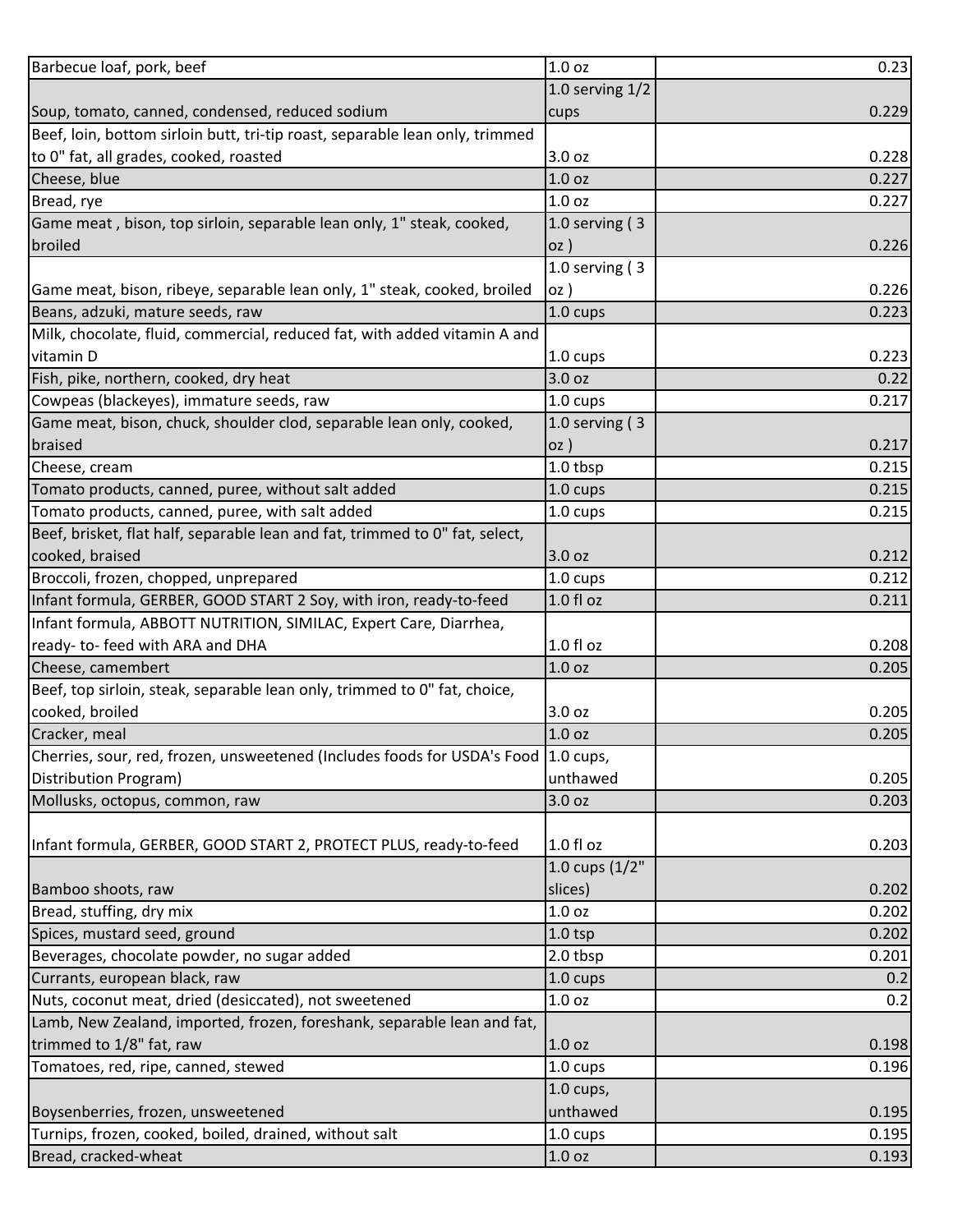| | | |
|---|---|---|
| Barbecue loaf, pork, beef | 1.0 oz | 0.23 |
| Soup, tomato, canned, condensed, reduced sodium | 1.0 serving 1/2 cups | 0.229 |
| Beef, loin, bottom sirloin butt, tri-tip roast, separable lean only, trimmed to 0" fat, all grades, cooked, roasted | 3.0 oz | 0.228 |
| Cheese, blue | 1.0 oz | 0.227 |
| Bread, rye | 1.0 oz | 0.227 |
| Game meat , bison, top sirloin, separable lean only, 1" steak, cooked, broiled | 1.0 serving ( 3 oz ) | 0.226 |
| Game meat, bison, ribeye, separable lean only, 1" steak, cooked, broiled | 1.0 serving ( 3 oz ) | 0.226 |
| Beans, adzuki, mature seeds, raw | 1.0 cups | 0.223 |
| Milk, chocolate, fluid, commercial, reduced fat, with added vitamin A and vitamin D | 1.0 cups | 0.223 |
| Fish, pike, northern, cooked, dry heat | 3.0 oz | 0.22 |
| Cowpeas (blackeyes), immature seeds, raw | 1.0 cups | 0.217 |
| Game meat, bison, chuck, shoulder clod, separable lean only, cooked, braised | 1.0 serving ( 3 oz ) | 0.217 |
| Cheese, cream | 1.0 tbsp | 0.215 |
| Tomato products, canned, puree, without salt added | 1.0 cups | 0.215 |
| Tomato products, canned, puree, with salt added | 1.0 cups | 0.215 |
| Beef, brisket, flat half, separable lean and fat, trimmed to 0" fat, select, cooked, braised | 3.0 oz | 0.212 |
| Broccoli, frozen, chopped, unprepared | 1.0 cups | 0.212 |
| Infant formula, GERBER, GOOD START 2 Soy, with iron, ready-to-feed | 1.0 fl oz | 0.211 |
| Infant formula, ABBOTT NUTRITION, SIMILAC, Expert Care, Diarrhea, ready- to- feed with ARA and DHA | 1.0 fl oz | 0.208 |
| Cheese, camembert | 1.0 oz | 0.205 |
| Beef, top sirloin, steak, separable lean only, trimmed to 0" fat, choice, cooked, broiled | 3.0 oz | 0.205 |
| Cracker, meal | 1.0 oz | 0.205 |
| Cherries, sour, red, frozen, unsweetened (Includes foods for USDA's Food Distribution Program) | 1.0 cups, unthawed | 0.205 |
| Mollusks, octopus, common, raw | 3.0 oz | 0.203 |
| Infant formula, GERBER, GOOD START 2, PROTECT PLUS, ready-to-feed | 1.0 fl oz | 0.203 |
| Bamboo shoots, raw | 1.0 cups (1/2" slices) | 0.202 |
| Bread, stuffing, dry mix | 1.0 oz | 0.202 |
| Spices, mustard seed, ground | 1.0 tsp | 0.202 |
| Beverages, chocolate powder, no sugar added | 2.0 tbsp | 0.201 |
| Currants, european black, raw | 1.0 cups | 0.2 |
| Nuts, coconut meat, dried (desiccated), not sweetened | 1.0 oz | 0.2 |
| Lamb, New Zealand, imported, frozen, foreshank, separable lean and fat, trimmed to 1/8" fat, raw | 1.0 oz | 0.198 |
| Tomatoes, red, ripe, canned, stewed | 1.0 cups | 0.196 |
| Boysenberries, frozen, unsweetened | 1.0 cups, unthawed | 0.195 |
| Turnips, frozen, cooked, boiled, drained, without salt | 1.0 cups | 0.195 |
| Bread, cracked-wheat | 1.0 oz | 0.193 |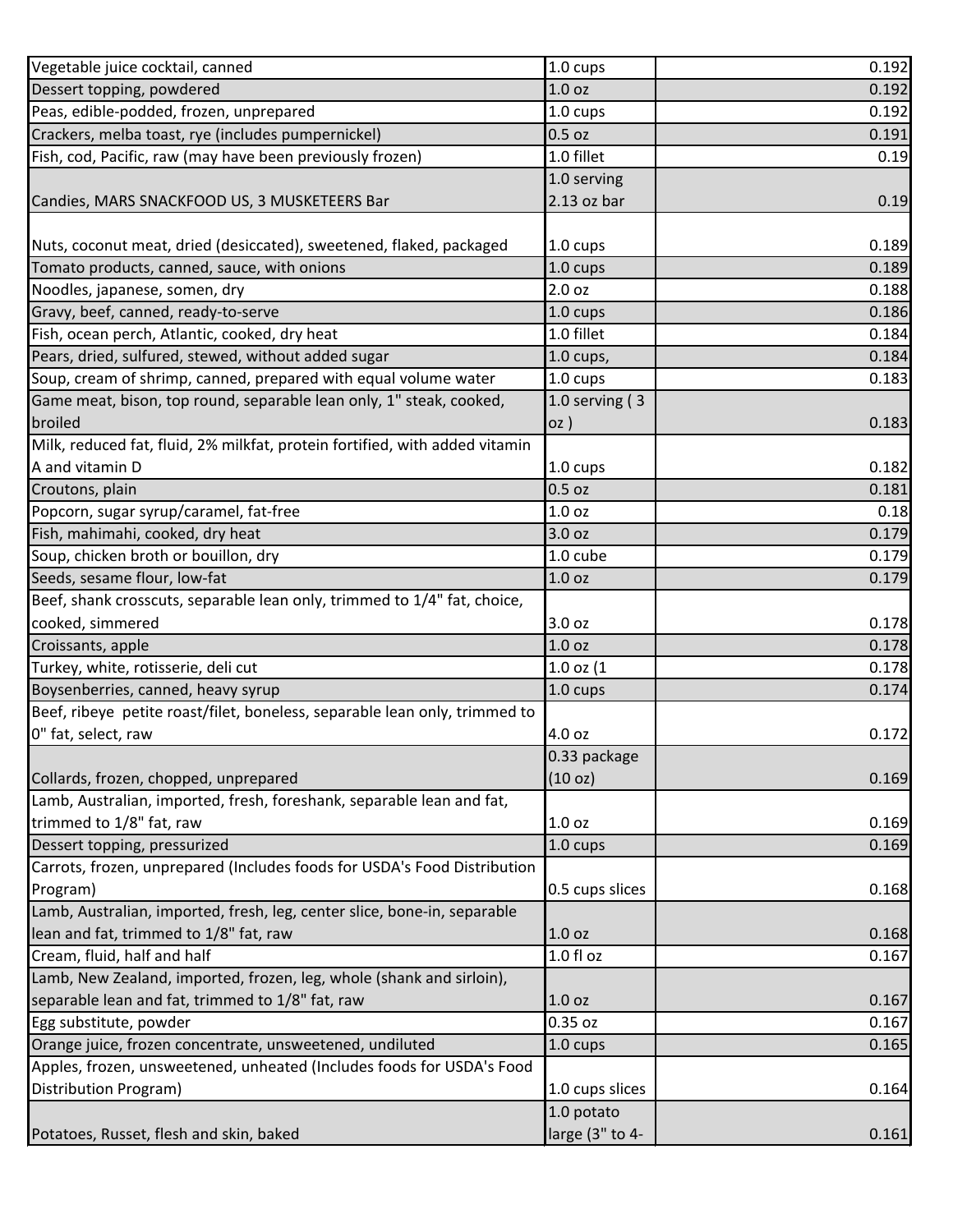| | | |
|---|---|---|
| Vegetable juice cocktail, canned | 1.0 cups | 0.192 |
| Dessert topping, powdered | 1.0 oz | 0.192 |
| Peas, edible-podded, frozen, unprepared | 1.0 cups | 0.192 |
| Crackers, melba toast, rye (includes pumpernickel) | 0.5 oz | 0.191 |
| Fish, cod, Pacific, raw (may have been previously frozen) | 1.0 fillet | 0.19 |
| Candies, MARS SNACKFOOD US, 3 MUSKETEERS Bar | 1.0 serving 2.13 oz bar | 0.19 |
| Nuts, coconut meat, dried (desiccated), sweetened, flaked, packaged | 1.0 cups | 0.189 |
| Tomato products, canned, sauce, with onions | 1.0 cups | 0.189 |
| Noodles, japanese, somen, dry | 2.0 oz | 0.188 |
| Gravy, beef, canned, ready-to-serve | 1.0 cups | 0.186 |
| Fish, ocean perch, Atlantic, cooked, dry heat | 1.0 fillet | 0.184 |
| Pears, dried, sulfured, stewed, without added sugar | 1.0 cups, | 0.184 |
| Soup, cream of shrimp, canned, prepared with equal volume water | 1.0 cups | 0.183 |
| Game meat, bison, top round, separable lean only, 1" steak, cooked, broiled | 1.0 serving ( 3 oz ) | 0.183 |
| Milk, reduced fat, fluid, 2% milkfat, protein fortified, with added vitamin A and vitamin D | 1.0 cups | 0.182 |
| Croutons, plain | 0.5 oz | 0.181 |
| Popcorn, sugar syrup/caramel, fat-free | 1.0 oz | 0.18 |
| Fish, mahimahi, cooked, dry heat | 3.0 oz | 0.179 |
| Soup, chicken broth or bouillon, dry | 1.0 cube | 0.179 |
| Seeds, sesame flour, low-fat | 1.0 oz | 0.179 |
| Beef, shank crosscuts, separable lean only, trimmed to 1/4" fat, choice, cooked, simmered | 3.0 oz | 0.178 |
| Croissants, apple | 1.0 oz | 0.178 |
| Turkey, white, rotisserie, deli cut | 1.0 oz (1 | 0.178 |
| Boysenberries, canned, heavy syrup | 1.0 cups | 0.174 |
| Beef, ribeye petite roast/filet, boneless, separable lean only, trimmed to 0" fat, select, raw | 4.0 oz | 0.172 |
| Collards, frozen, chopped, unprepared | 0.33 package (10 oz) | 0.169 |
| Lamb, Australian, imported, fresh, foreshank, separable lean and fat, trimmed to 1/8" fat, raw | 1.0 oz | 0.169 |
| Dessert topping, pressurized | 1.0 cups | 0.169 |
| Carrots, frozen, unprepared (Includes foods for USDA's Food Distribution Program) | 0.5 cups slices | 0.168 |
| Lamb, Australian, imported, fresh, leg, center slice, bone-in, separable lean and fat, trimmed to 1/8" fat, raw | 1.0 oz | 0.168 |
| Cream, fluid, half and half | 1.0 fl oz | 0.167 |
| Lamb, New Zealand, imported, frozen, leg, whole (shank and sirloin), separable lean and fat, trimmed to 1/8" fat, raw | 1.0 oz | 0.167 |
| Egg substitute, powder | 0.35 oz | 0.167 |
| Orange juice, frozen concentrate, unsweetened, undiluted | 1.0 cups | 0.165 |
| Apples, frozen, unsweetened, unheated (Includes foods for USDA's Food Distribution Program) | 1.0 cups slices | 0.164 |
| Potatoes, Russet, flesh and skin, baked | 1.0 potato large (3" to 4- | 0.161 |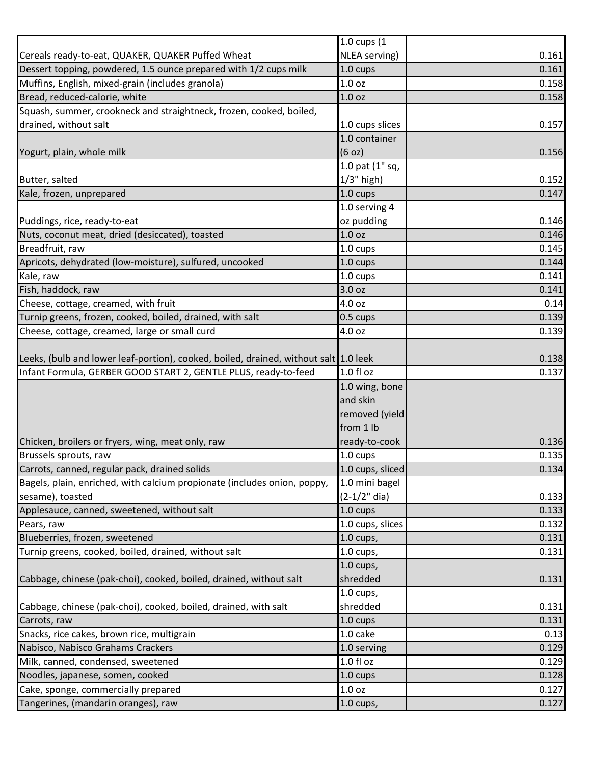| | | |
|---|---|---|
| Cereals ready-to-eat, QUAKER, QUAKER Puffed Wheat | 1.0 cups (1 NLEA serving) | 0.161 |
| Dessert topping, powdered, 1.5 ounce prepared with 1/2 cups milk | 1.0 cups | 0.161 |
| Muffins, English, mixed-grain (includes granola) | 1.0 oz | 0.158 |
| Bread, reduced-calorie, white | 1.0 oz | 0.158 |
| Squash, summer, crookneck and straightneck, frozen, cooked, boiled, drained, without salt | 1.0 cups slices | 0.157 |
| Yogurt, plain, whole milk | 1.0 container (6 oz) | 0.156 |
| Butter, salted | 1.0 pat (1" sq, 1/3" high) | 0.152 |
| Kale, frozen, unprepared | 1.0 cups | 0.147 |
| Puddings, rice, ready-to-eat | 1.0 serving 4 oz pudding | 0.146 |
| Nuts, coconut meat, dried (desiccated), toasted | 1.0 oz | 0.146 |
| Breadfruit, raw | 1.0 cups | 0.145 |
| Apricots, dehydrated (low-moisture), sulfured, uncooked | 1.0 cups | 0.144 |
| Kale, raw | 1.0 cups | 0.141 |
| Fish, haddock, raw | 3.0 oz | 0.141 |
| Cheese, cottage, creamed, with fruit | 4.0 oz | 0.14 |
| Turnip greens, frozen, cooked, boiled, drained, with salt | 0.5 cups | 0.139 |
| Cheese, cottage, creamed, large or small curd | 4.0 oz | 0.139 |
| Leeks, (bulb and lower leaf-portion), cooked, boiled, drained, without salt | 1.0 leek | 0.138 |
| Infant Formula, GERBER GOOD START 2, GENTLE PLUS, ready-to-feed | 1.0 fl oz | 0.137 |
| Chicken, broilers or fryers, wing, meat only, raw | 1.0 wing, bone and skin removed (yield from 1 lb ready-to-cook | 0.136 |
| Brussels sprouts, raw | 1.0 cups | 0.135 |
| Carrots, canned, regular pack, drained solids | 1.0 cups, sliced | 0.134 |
| Bagels, plain, enriched, with calcium propionate (includes onion, poppy, sesame), toasted | 1.0 mini bagel (2-1/2" dia) | 0.133 |
| Applesauce, canned, sweetened, without salt | 1.0 cups | 0.133 |
| Pears, raw | 1.0 cups, slices | 0.132 |
| Blueberries, frozen, sweetened | 1.0 cups, | 0.131 |
| Turnip greens, cooked, boiled, drained, without salt | 1.0 cups, | 0.131 |
| Cabbage, chinese (pak-choi), cooked, boiled, drained, without salt | 1.0 cups, shredded | 0.131 |
| Cabbage, chinese (pak-choi), cooked, boiled, drained, with salt | 1.0 cups, shredded | 0.131 |
| Carrots, raw | 1.0 cups | 0.131 |
| Snacks, rice cakes, brown rice, multigrain | 1.0 cake | 0.13 |
| Nabisco, Nabisco Grahams Crackers | 1.0 serving | 0.129 |
| Milk, canned, condensed, sweetened | 1.0 fl oz | 0.129 |
| Noodles, japanese, somen, cooked | 1.0 cups | 0.128 |
| Cake, sponge, commercially prepared | 1.0 oz | 0.127 |
| Tangerines, (mandarin oranges), raw | 1.0 cups, | 0.127 |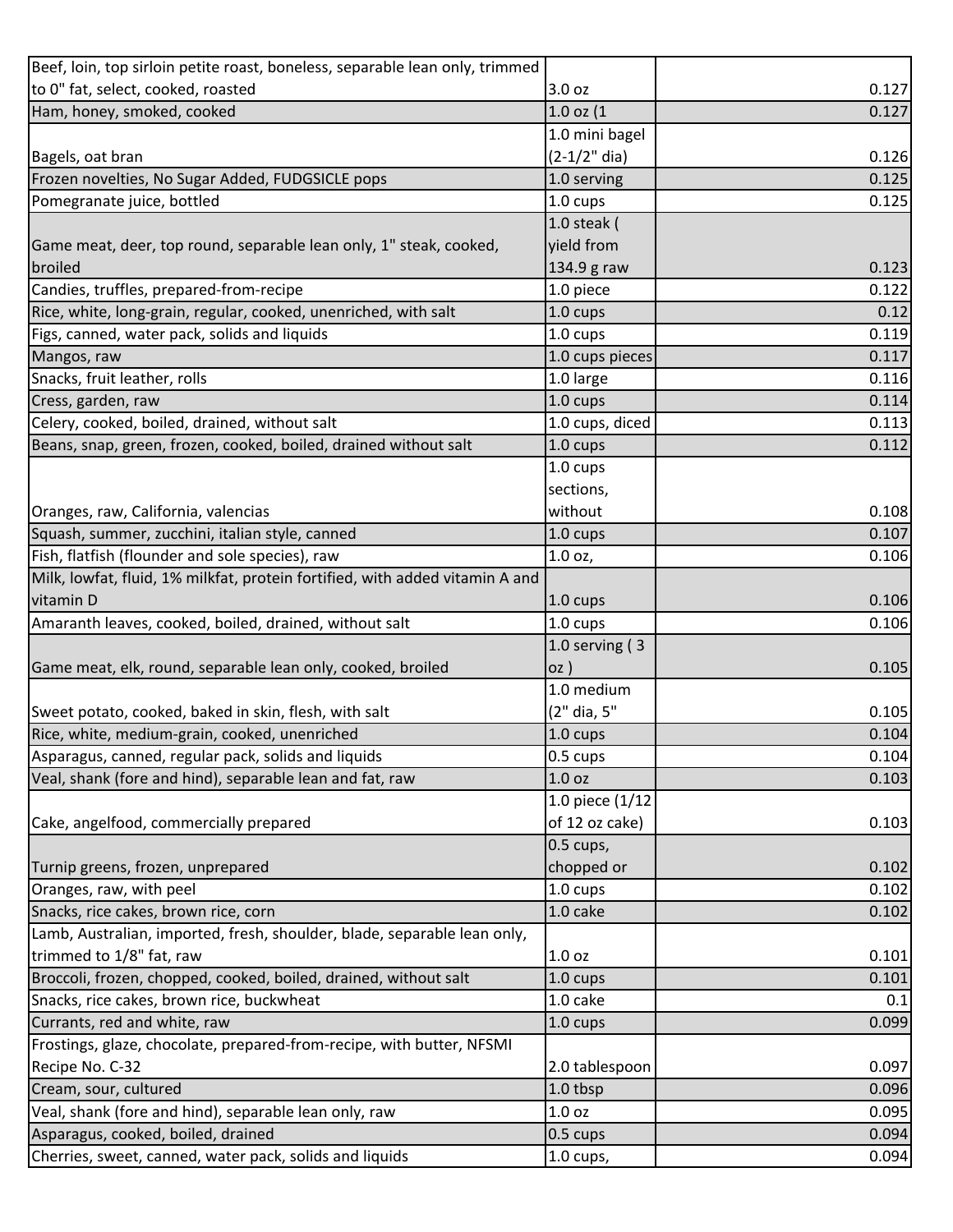| | | |
|---|---|---|
| Beef, loin, top sirloin petite roast, boneless, separable lean only, trimmed to 0" fat, select, cooked, roasted | 3.0 oz | 0.127 |
| Ham, honey, smoked, cooked | 1.0 oz (1 | 0.127 |
| Bagels, oat bran | 1.0 mini bagel (2-1/2" dia) | 0.126 |
| Frozen novelties, No Sugar Added, FUDGSICLE pops | 1.0 serving | 0.125 |
| Pomegranate juice, bottled | 1.0 cups | 0.125 |
| Game meat, deer, top round, separable lean only, 1" steak, cooked, broiled | 1.0 steak ( yield from 134.9 g raw | 0.123 |
| Candies, truffles, prepared-from-recipe | 1.0 piece | 0.122 |
| Rice, white, long-grain, regular, cooked, unenriched, with salt | 1.0 cups | 0.12 |
| Figs, canned, water pack, solids and liquids | 1.0 cups | 0.119 |
| Mangos, raw | 1.0 cups pieces | 0.117 |
| Snacks, fruit leather, rolls | 1.0 large | 0.116 |
| Cress, garden, raw | 1.0 cups | 0.114 |
| Celery, cooked, boiled, drained, without salt | 1.0 cups, diced | 0.113 |
| Beans, snap, green, frozen, cooked, boiled, drained without salt | 1.0 cups | 0.112 |
| Oranges, raw, California, valencias | 1.0 cups sections, without | 0.108 |
| Squash, summer, zucchini, italian style, canned | 1.0 cups | 0.107 |
| Fish, flatfish (flounder and sole species), raw | 1.0 oz, | 0.106 |
| Milk, lowfat, fluid, 1% milkfat, protein fortified, with added vitamin A and vitamin D | 1.0 cups | 0.106 |
| Amaranth leaves, cooked, boiled, drained, without salt | 1.0 cups | 0.106 |
| Game meat, elk, round, separable lean only, cooked, broiled | 1.0 serving ( 3 oz ) | 0.105 |
| Sweet potato, cooked, baked in skin, flesh, with salt | 1.0 medium (2" dia, 5" | 0.105 |
| Rice, white, medium-grain, cooked, unenriched | 1.0 cups | 0.104 |
| Asparagus, canned, regular pack, solids and liquids | 0.5 cups | 0.104 |
| Veal, shank (fore and hind), separable lean and fat, raw | 1.0 oz | 0.103 |
| Cake, angelfood, commercially prepared | 1.0 piece (1/12 of 12 oz cake) | 0.103 |
| Turnip greens, frozen, unprepared | 0.5 cups, chopped or | 0.102 |
| Oranges, raw, with peel | 1.0 cups | 0.102 |
| Snacks, rice cakes, brown rice, corn | 1.0 cake | 0.102 |
| Lamb, Australian, imported, fresh, shoulder, blade, separable lean only, trimmed to 1/8" fat, raw | 1.0 oz | 0.101 |
| Broccoli, frozen, chopped, cooked, boiled, drained, without salt | 1.0 cups | 0.101 |
| Snacks, rice cakes, brown rice, buckwheat | 1.0 cake | 0.1 |
| Currants, red and white, raw | 1.0 cups | 0.099 |
| Frostings, glaze, chocolate, prepared-from-recipe, with butter, NFSMI Recipe No. C-32 | 2.0 tablespoon | 0.097 |
| Cream, sour, cultured | 1.0 tbsp | 0.096 |
| Veal, shank (fore and hind), separable lean only, raw | 1.0 oz | 0.095 |
| Asparagus, cooked, boiled, drained | 0.5 cups | 0.094 |
| Cherries, sweet, canned, water pack, solids and liquids | 1.0 cups, | 0.094 |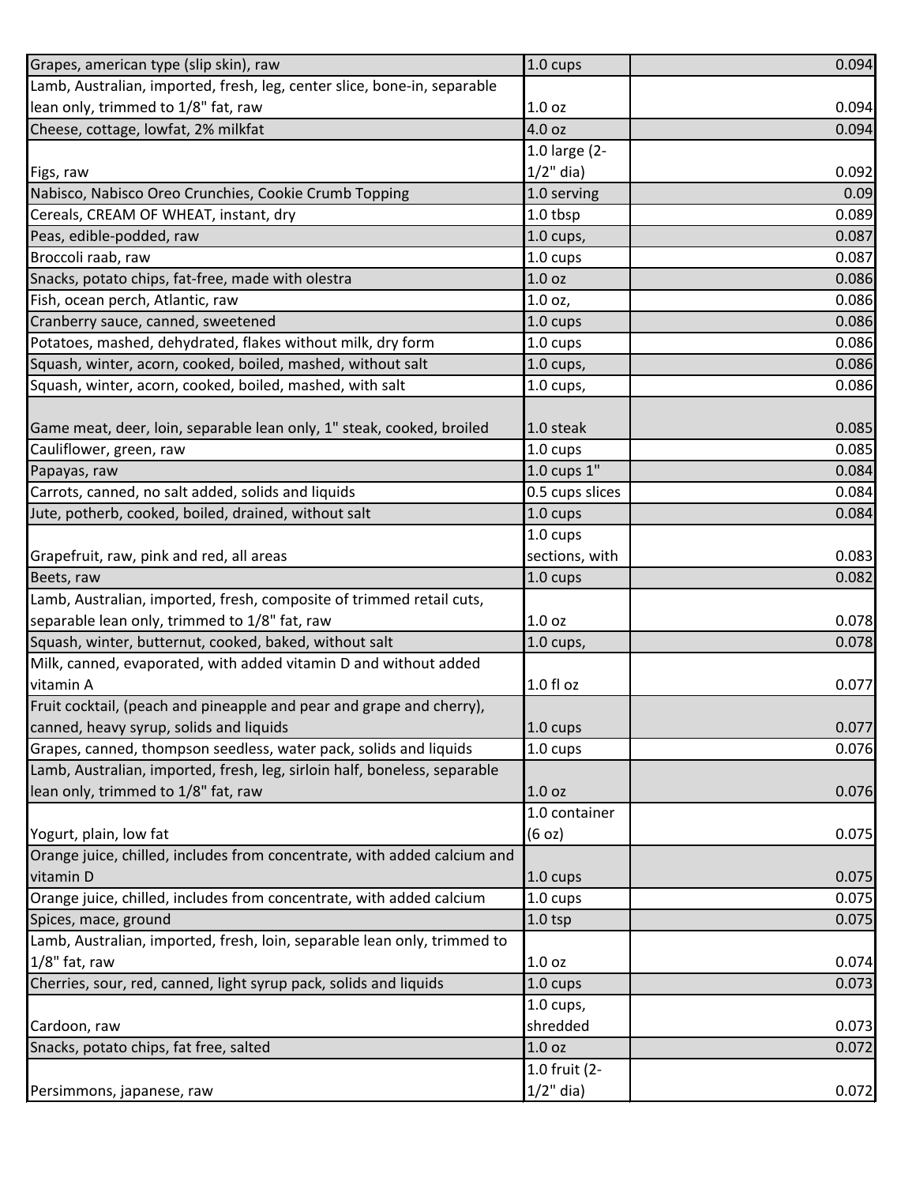| | | |
|---|---|---|
| Grapes, american type (slip skin), raw | 1.0 cups | 0.094 |
| Lamb, Australian, imported, fresh, leg, center slice, bone-in, separable lean only, trimmed to 1/8" fat, raw | 1.0 oz | 0.094 |
| Cheese, cottage, lowfat, 2% milkfat | 4.0 oz | 0.094 |
| Figs, raw | 1.0 large (2-1/2" dia) | 0.092 |
| Nabisco, Nabisco Oreo Crunchies, Cookie Crumb Topping | 1.0 serving | 0.09 |
| Cereals, CREAM OF WHEAT, instant, dry | 1.0 tbsp | 0.089 |
| Peas, edible-podded, raw | 1.0 cups, | 0.087 |
| Broccoli raab, raw | 1.0 cups | 0.087 |
| Snacks, potato chips, fat-free, made with olestra | 1.0 oz | 0.086 |
| Fish, ocean perch, Atlantic, raw | 1.0 oz, | 0.086 |
| Cranberry sauce, canned, sweetened | 1.0 cups | 0.086 |
| Potatoes, mashed, dehydrated, flakes without milk, dry form | 1.0 cups | 0.086 |
| Squash, winter, acorn, cooked, boiled, mashed, without salt | 1.0 cups, | 0.086 |
| Squash, winter, acorn, cooked, boiled, mashed, with salt | 1.0 cups, | 0.086 |
| Game meat, deer, loin, separable lean only, 1" steak, cooked, broiled | 1.0 steak | 0.085 |
| Cauliflower, green, raw | 1.0 cups | 0.085 |
| Papayas, raw | 1.0 cups 1" | 0.084 |
| Carrots, canned, no salt added, solids and liquids | 0.5 cups slices | 0.084 |
| Jute, potherb, cooked, boiled, drained, without salt | 1.0 cups | 0.084 |
| Grapefruit, raw, pink and red, all areas | 1.0 cups sections, with | 0.083 |
| Beets, raw | 1.0 cups | 0.082 |
| Lamb, Australian, imported, fresh, composite of trimmed retail cuts, separable lean only, trimmed to 1/8" fat, raw | 1.0 oz | 0.078 |
| Squash, winter, butternut, cooked, baked, without salt | 1.0 cups, | 0.078 |
| Milk, canned, evaporated, with added vitamin D and without added vitamin A | 1.0 fl oz | 0.077 |
| Fruit cocktail, (peach and pineapple and pear and grape and cherry), canned, heavy syrup, solids and liquids | 1.0 cups | 0.077 |
| Grapes, canned, thompson seedless, water pack, solids and liquids | 1.0 cups | 0.076 |
| Lamb, Australian, imported, fresh, leg, sirloin half, boneless, separable lean only, trimmed to 1/8" fat, raw | 1.0 oz | 0.076 |
| Yogurt, plain, low fat | 1.0 container (6 oz) | 0.075 |
| Orange juice, chilled, includes from concentrate, with added calcium and vitamin D | 1.0 cups | 0.075 |
| Orange juice, chilled, includes from concentrate, with added calcium | 1.0 cups | 0.075 |
| Spices, mace, ground | 1.0 tsp | 0.075 |
| Lamb, Australian, imported, fresh, loin, separable lean only, trimmed to 1/8" fat, raw | 1.0 oz | 0.074 |
| Cherries, sour, red, canned, light syrup pack, solids and liquids | 1.0 cups | 0.073 |
| Cardoon, raw | 1.0 cups, shredded | 0.073 |
| Snacks, potato chips, fat free, salted | 1.0 oz | 0.072 |
| Persimmons, japanese, raw | 1.0 fruit (2-1/2" dia) | 0.072 |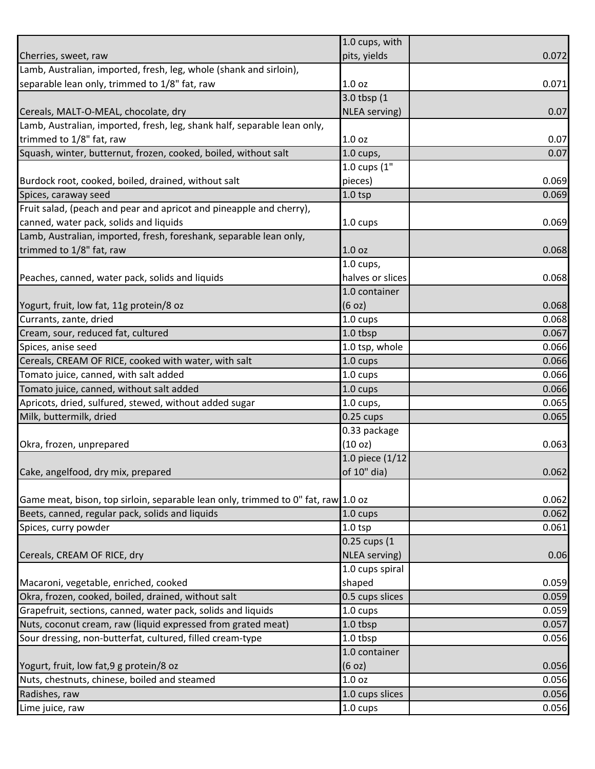| | | |
|---|---|---|
| Cherries, sweet, raw | 1.0 cups, with pits, yields | 0.072 |
| Lamb, Australian, imported, fresh, leg, whole (shank and sirloin), separable lean only, trimmed to 1/8" fat, raw | 1.0 oz | 0.071 |
| Cereals, MALT-O-MEAL, chocolate, dry | 3.0 tbsp (1 NLEA serving) | 0.07 |
| Lamb, Australian, imported, fresh, leg, shank half, separable lean only, trimmed to 1/8" fat, raw | 1.0 oz | 0.07 |
| Squash, winter, butternut, frozen, cooked, boiled, without salt | 1.0 cups, | 0.07 |
| Burdock root, cooked, boiled, drained, without salt | 1.0 cups (1" pieces) | 0.069 |
| Spices, caraway seed | 1.0 tsp | 0.069 |
| Fruit salad, (peach and pear and apricot and pineapple and cherry), canned, water pack, solids and liquids | 1.0 cups | 0.069 |
| Lamb, Australian, imported, fresh, foreshank, separable lean only, trimmed to 1/8" fat, raw | 1.0 oz | 0.068 |
| Peaches, canned, water pack, solids and liquids | 1.0 cups, halves or slices | 0.068 |
| Yogurt, fruit, low fat, 11g protein/8 oz | 1.0 container (6 oz) | 0.068 |
| Currants, zante, dried | 1.0 cups | 0.068 |
| Cream, sour, reduced fat, cultured | 1.0 tbsp | 0.067 |
| Spices, anise seed | 1.0 tsp, whole | 0.066 |
| Cereals, CREAM OF RICE, cooked with water, with salt | 1.0 cups | 0.066 |
| Tomato juice, canned, with salt added | 1.0 cups | 0.066 |
| Tomato juice, canned, without salt added | 1.0 cups | 0.066 |
| Apricots, dried, sulfured, stewed, without added sugar | 1.0 cups, | 0.065 |
| Milk, buttermilk, dried | 0.25 cups | 0.065 |
| Okra, frozen, unprepared | 0.33 package (10 oz) | 0.063 |
| Cake, angelfood, dry mix, prepared | 1.0 piece (1/12 of 10" dia) | 0.062 |
| Game meat, bison, top sirloin, separable lean only, trimmed to 0" fat, raw | 1.0 oz | 0.062 |
| Beets, canned, regular pack, solids and liquids | 1.0 cups | 0.062 |
| Spices, curry powder | 1.0 tsp | 0.061 |
| Cereals, CREAM OF RICE, dry | 0.25 cups (1 NLEA serving) | 0.06 |
| Macaroni, vegetable, enriched, cooked | 1.0 cups spiral shaped | 0.059 |
| Okra, frozen, cooked, boiled, drained, without salt | 0.5 cups slices | 0.059 |
| Grapefruit, sections, canned, water pack, solids and liquids | 1.0 cups | 0.059 |
| Nuts, coconut cream, raw (liquid expressed from grated meat) | 1.0 tbsp | 0.057 |
| Sour dressing, non-butterfat, cultured, filled cream-type | 1.0 tbsp | 0.056 |
| Yogurt, fruit, low fat,9 g protein/8 oz | 1.0 container (6 oz) | 0.056 |
| Nuts, chestnuts, chinese, boiled and steamed | 1.0 oz | 0.056 |
| Radishes, raw | 1.0 cups slices | 0.056 |
| Lime juice, raw | 1.0 cups | 0.056 |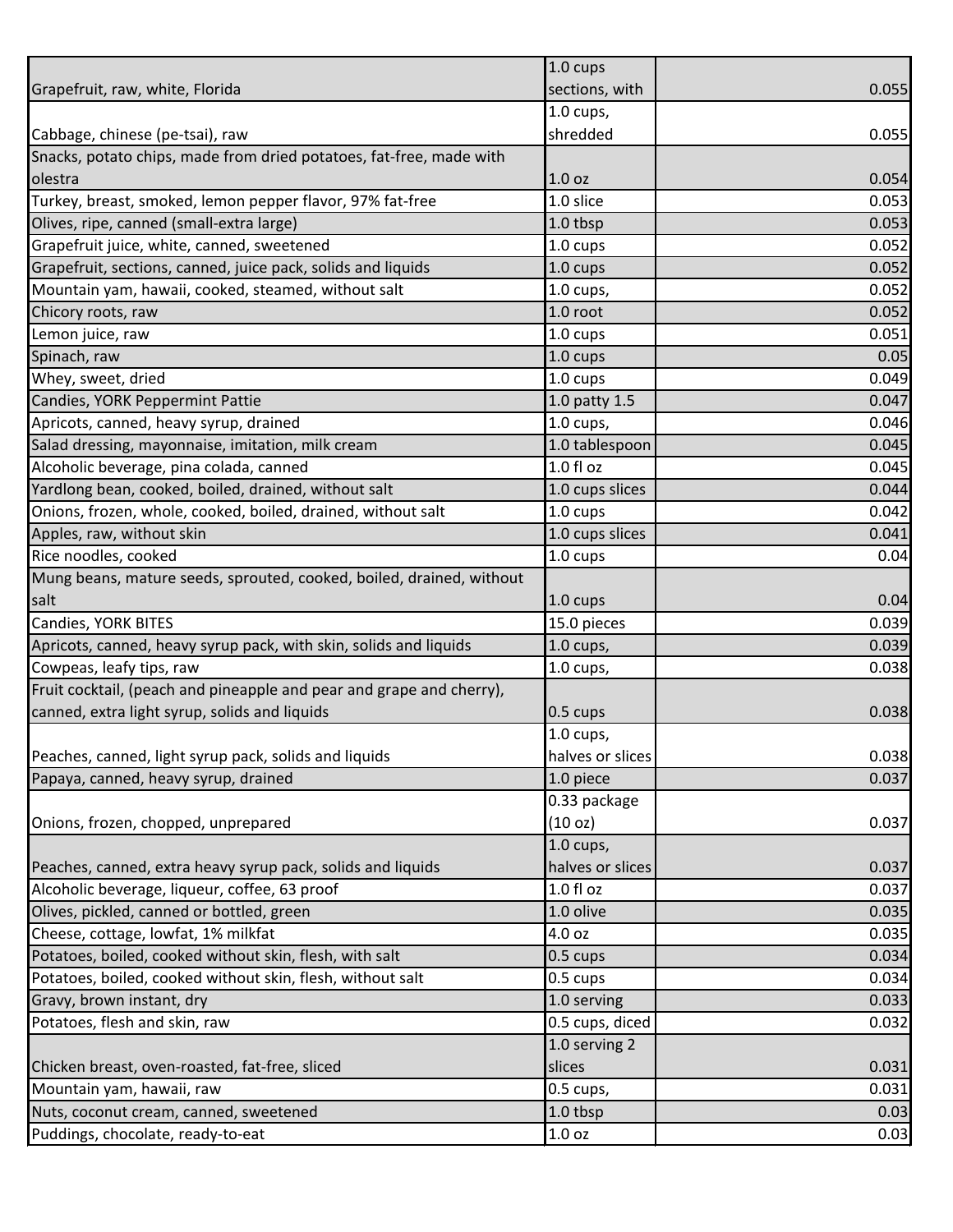| | | |
|---|---|---|
| Grapefruit, raw, white, Florida | 1.0 cups sections, with | 0.055 |
| Cabbage, chinese (pe-tsai), raw | 1.0 cups, shredded | 0.055 |
| Snacks, potato chips, made from dried potatoes, fat-free, made with olestra | 1.0 oz | 0.054 |
| Turkey, breast, smoked, lemon pepper flavor, 97% fat-free | 1.0 slice | 0.053 |
| Olives, ripe, canned (small-extra large) | 1.0 tbsp | 0.053 |
| Grapefruit juice, white, canned, sweetened | 1.0 cups | 0.052 |
| Grapefruit, sections, canned, juice pack, solids and liquids | 1.0 cups | 0.052 |
| Mountain yam, hawaii, cooked, steamed, without salt | 1.0 cups, | 0.052 |
| Chicory roots, raw | 1.0 root | 0.052 |
| Lemon juice, raw | 1.0 cups | 0.051 |
| Spinach, raw | 1.0 cups | 0.05 |
| Whey, sweet, dried | 1.0 cups | 0.049 |
| Candies, YORK Peppermint Pattie | 1.0 patty 1.5 | 0.047 |
| Apricots, canned, heavy syrup, drained | 1.0 cups, | 0.046 |
| Salad dressing, mayonnaise, imitation, milk cream | 1.0 tablespoon | 0.045 |
| Alcoholic beverage, pina colada, canned | 1.0 fl oz | 0.045 |
| Yardlong bean, cooked, boiled, drained, without salt | 1.0 cups slices | 0.044 |
| Onions, frozen, whole, cooked, boiled, drained, without salt | 1.0 cups | 0.042 |
| Apples, raw, without skin | 1.0 cups slices | 0.041 |
| Rice noodles, cooked | 1.0 cups | 0.04 |
| Mung beans, mature seeds, sprouted, cooked, boiled, drained, without salt | 1.0 cups | 0.04 |
| Candies, YORK BITES | 15.0 pieces | 0.039 |
| Apricots, canned, heavy syrup pack, with skin, solids and liquids | 1.0 cups, | 0.039 |
| Cowpeas, leafy tips, raw | 1.0 cups, | 0.038 |
| Fruit cocktail, (peach and pineapple and pear and grape and cherry), canned, extra light syrup, solids and liquids | 0.5 cups | 0.038 |
| Peaches, canned, light syrup pack, solids and liquids | 1.0 cups, halves or slices | 0.038 |
| Papaya, canned, heavy syrup, drained | 1.0 piece | 0.037 |
| Onions, frozen, chopped, unprepared | 0.33 package (10 oz) | 0.037 |
| Peaches, canned, extra heavy syrup pack, solids and liquids | 1.0 cups, halves or slices | 0.037 |
| Alcoholic beverage, liqueur, coffee, 63 proof | 1.0 fl oz | 0.037 |
| Olives, pickled, canned or bottled, green | 1.0 olive | 0.035 |
| Cheese, cottage, lowfat, 1% milkfat | 4.0 oz | 0.035 |
| Potatoes, boiled, cooked without skin, flesh, with salt | 0.5 cups | 0.034 |
| Potatoes, boiled, cooked without skin, flesh, without salt | 0.5 cups | 0.034 |
| Gravy, brown instant, dry | 1.0 serving | 0.033 |
| Potatoes, flesh and skin, raw | 0.5 cups, diced | 0.032 |
| Chicken breast, oven-roasted, fat-free, sliced | 1.0 serving 2 slices | 0.031 |
| Mountain yam, hawaii, raw | 0.5 cups, | 0.031 |
| Nuts, coconut cream, canned, sweetened | 1.0 tbsp | 0.03 |
| Puddings, chocolate, ready-to-eat | 1.0 oz | 0.03 |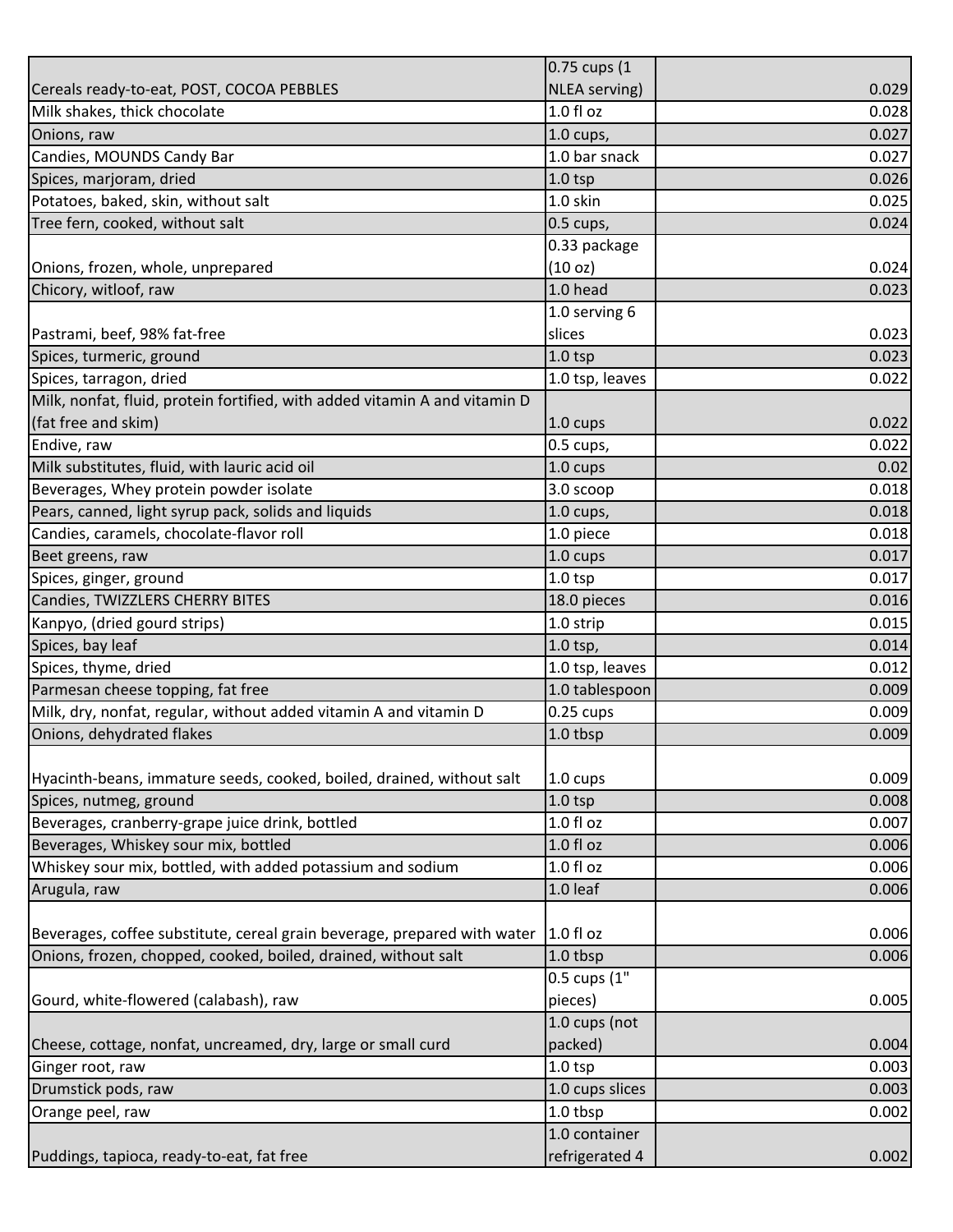| | | |
|---|---|---|
| Cereals ready-to-eat, POST, COCOA PEBBLES | 0.75 cups (1 NLEA serving) | 0.029 |
| Milk shakes, thick chocolate | 1.0 fl oz | 0.028 |
| Onions, raw | 1.0 cups, | 0.027 |
| Candies, MOUNDS Candy Bar | 1.0 bar snack | 0.027 |
| Spices, marjoram, dried | 1.0 tsp | 0.026 |
| Potatoes, baked, skin, without salt | 1.0 skin | 0.025 |
| Tree fern, cooked, without salt | 0.5 cups, | 0.024 |
| Onions, frozen, whole, unprepared | 0.33 package (10 oz) | 0.024 |
| Chicory, witloof, raw | 1.0 head | 0.023 |
| Pastrami, beef, 98% fat-free | 1.0 serving 6 slices | 0.023 |
| Spices, turmeric, ground | 1.0 tsp | 0.023 |
| Spices, tarragon, dried | 1.0 tsp, leaves | 0.022 |
| Milk, nonfat, fluid, protein fortified, with added vitamin A and vitamin D (fat free and skim) | 1.0 cups | 0.022 |
| Endive, raw | 0.5 cups, | 0.022 |
| Milk substitutes, fluid, with lauric acid oil | 1.0 cups | 0.02 |
| Beverages, Whey protein powder isolate | 3.0 scoop | 0.018 |
| Pears, canned, light syrup pack, solids and liquids | 1.0 cups, | 0.018 |
| Candies, caramels, chocolate-flavor roll | 1.0 piece | 0.018 |
| Beet greens, raw | 1.0 cups | 0.017 |
| Spices, ginger, ground | 1.0 tsp | 0.017 |
| Candies, TWIZZLERS CHERRY BITES | 18.0 pieces | 0.016 |
| Kanpyo, (dried gourd strips) | 1.0 strip | 0.015 |
| Spices, bay leaf | 1.0 tsp, | 0.014 |
| Spices, thyme, dried | 1.0 tsp, leaves | 0.012 |
| Parmesan cheese topping, fat free | 1.0 tablespoon | 0.009 |
| Milk, dry, nonfat, regular, without added vitamin A and vitamin D | 0.25 cups | 0.009 |
| Onions, dehydrated flakes | 1.0 tbsp | 0.009 |
| Hyacinth-beans, immature seeds, cooked, boiled, drained, without salt | 1.0 cups | 0.009 |
| Spices, nutmeg, ground | 1.0 tsp | 0.008 |
| Beverages, cranberry-grape juice drink, bottled | 1.0 fl oz | 0.007 |
| Beverages, Whiskey sour mix, bottled | 1.0 fl oz | 0.006 |
| Whiskey sour mix, bottled, with added potassium and sodium | 1.0 fl oz | 0.006 |
| Arugula, raw | 1.0 leaf | 0.006 |
| Beverages, coffee substitute, cereal grain beverage, prepared with water | 1.0 fl oz | 0.006 |
| Onions, frozen, chopped, cooked, boiled, drained, without salt | 1.0 tbsp | 0.006 |
| Gourd, white-flowered (calabash), raw | 0.5 cups (1" pieces) | 0.005 |
| Cheese, cottage, nonfat, uncreamed, dry, large or small curd | 1.0 cups (not packed) | 0.004 |
| Ginger root, raw | 1.0 tsp | 0.003 |
| Drumstick pods, raw | 1.0 cups slices | 0.003 |
| Orange peel, raw | 1.0 tbsp | 0.002 |
| Puddings, tapioca, ready-to-eat, fat free | 1.0 container refrigerated 4 | 0.002 |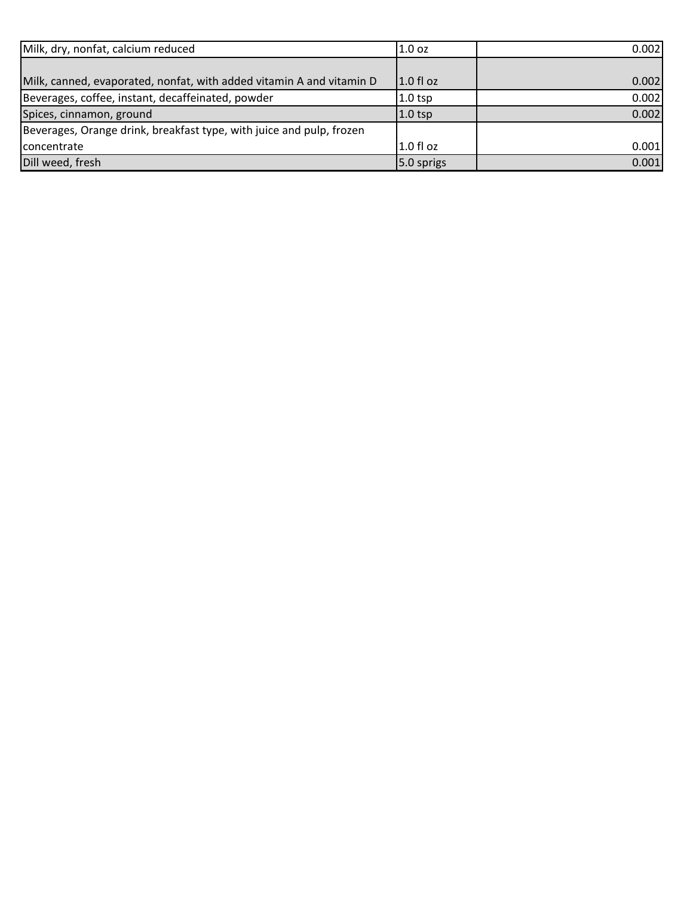| | | |
|---|---|---|
| Milk, dry, nonfat, calcium reduced | 1.0 oz | 0.002 |
| Milk, canned, evaporated, nonfat, with added vitamin A and vitamin D | 1.0 fl oz | 0.002 |
| Beverages, coffee, instant, decaffeinated, powder | 1.0 tsp | 0.002 |
| Spices, cinnamon, ground | 1.0 tsp | 0.002 |
| Beverages, Orange drink, breakfast type, with juice and pulp, frozen concentrate | 1.0 fl oz | 0.001 |
| Dill weed, fresh | 5.0 sprigs | 0.001 |